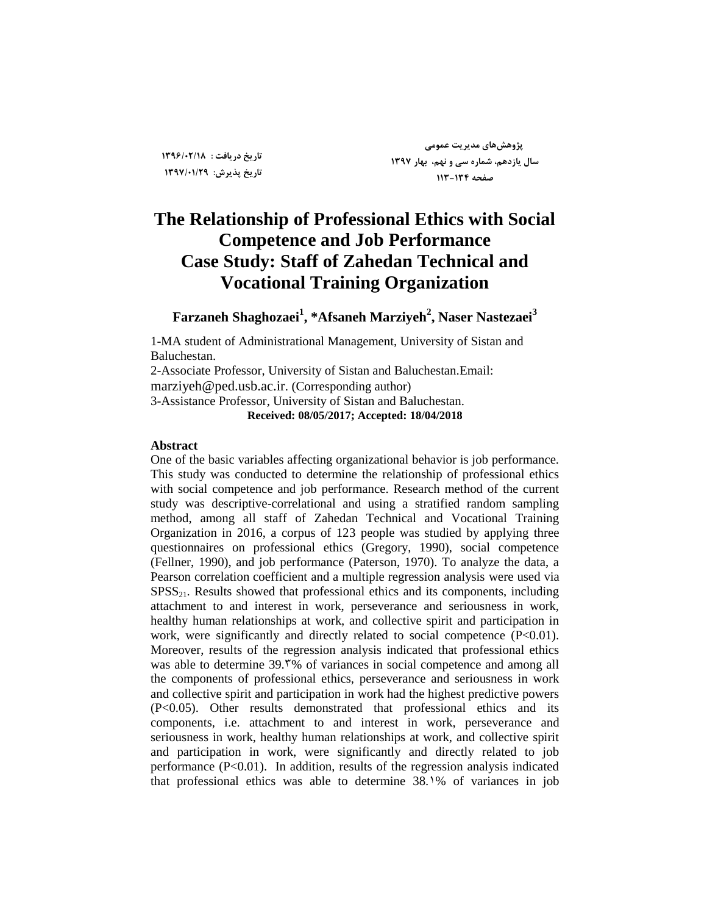# The Relationship of Professional Ethics with Social Competence and Job Performance Case Study: Staff of Zahedan Technical and Vocational Training Organization

**Farzaneh Shaghozaei[1], *Afsaneh Marziyeh[2], Naser Nastezaei[3]**

1-MA student of Administrational Management, University of Sistan and Baluchestan.

2-Associate Professor, University of Sistan and Baluchestan.Email: marziyeh@ped.usb.ac.ir. (Corresponding author)

3-Assistance Professor, University of Sistan and Baluchestan.

**Received: 08/05/2017; Accepted: 18/04/2018**

### Abstract

One of the basic variables affecting organizational behavior is job performance. This study was conducted to determine the relationship of professional ethics with social competence and job performance. Research method of the current study was descriptive-correlational and using a stratified random sampling method, among all staff of Zahedan Technical and Vocational Training Organization in 2016, a corpus of 123 people was studied by applying three questionnaires on professional ethics (Gregory, 1990), social competence (Fellner, 1990), and job performance (Paterson, 1970). To analyze the data, a Pearson correlation coefficient and a multiple regression analysis were used via $SPSS_{21}$. Results showed that professional ethics and its components, including attachment to and interest in work, perseverance and seriousness in work, healthy human relationships at work, and collective spirit and participation in work, were significantly and directly related to social competence ($P<0.01$). Moreover, results of the regression analysis indicated that professional ethics was able to determine 39.3% of variances in social competence and among all the components of professional ethics, perseverance and seriousness in work and collective spirit and participation in work had the highest predictive powers ($P<0.05$). Other results demonstrated that professional ethics and its components, i.e. attachment to and interest in work, perseverance and seriousness in work, healthy human relationships at work, and collective spirit and participation in work, were significantly and directly related to job performance ($P<0.01$). In addition, results of the regression analysis indicated that professional ethics was able to determine 38.1% of variances in job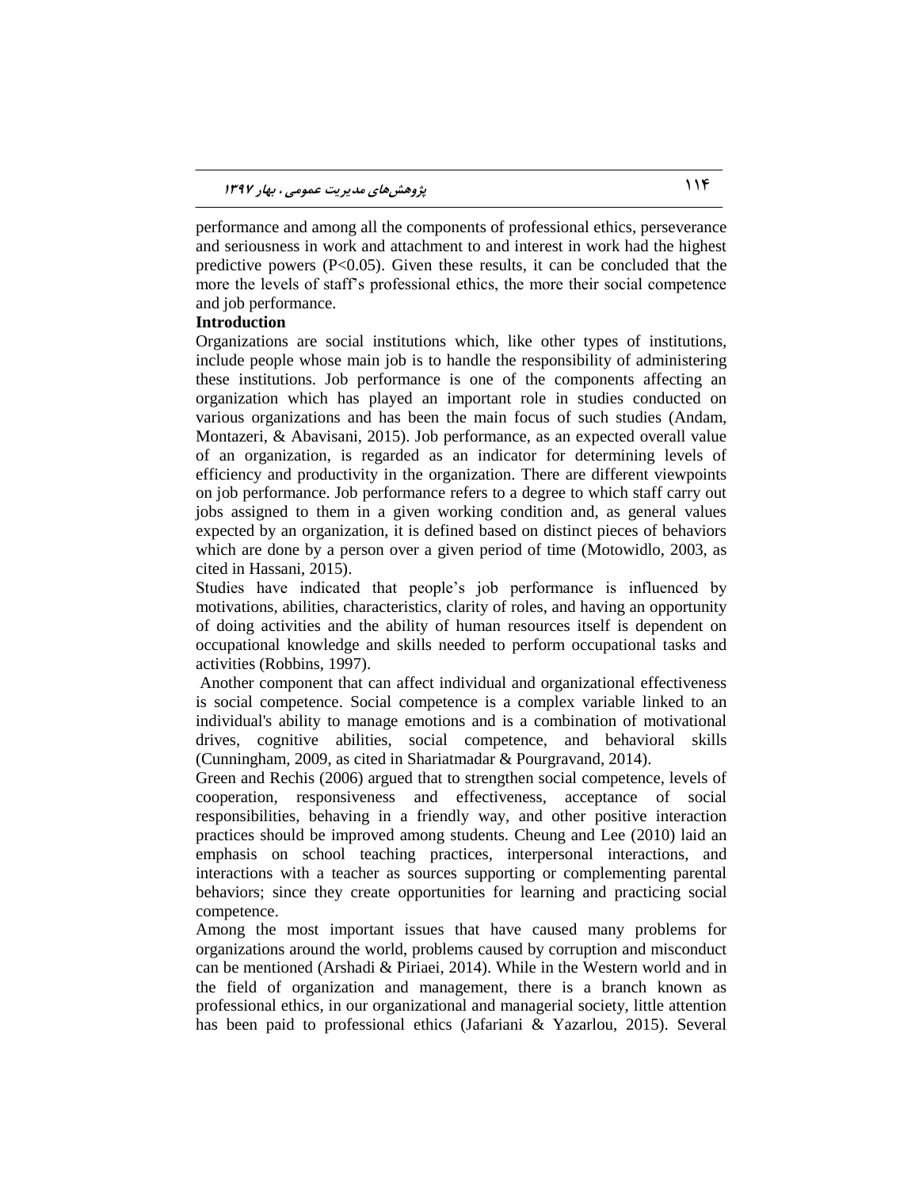performance and among all the components of professional ethics, perseverance and seriousness in work and attachment to and interest in work had the highest predictive powers ($P<0.05$). Given these results, it can be concluded that the more the levels of staff's professional ethics, the more their social competence and job performance.

**Introduction**

Organizations are social institutions which, like other types of institutions, include people whose main job is to handle the responsibility of administering these institutions. Job performance is one of the components affecting an organization which has played an important role in studies conducted on various organizations and has been the main focus of such studies (Andam, Montazeri, & Abavisani, 2015). Job performance, as an expected overall value of an organization, is regarded as an indicator for determining levels of efficiency and productivity in the organization. There are different viewpoints on job performance. Job performance refers to a degree to which staff carry out jobs assigned to them in a given working condition and, as general values expected by an organization, it is defined based on distinct pieces of behaviors which are done by a person over a given period of time (Motowidlo, 2003, as cited in Hassani, 2015).

Studies have indicated that people's job performance is influenced by motivations, abilities, characteristics, clarity of roles, and having an opportunity of doing activities and the ability of human resources itself is dependent on occupational knowledge and skills needed to perform occupational tasks and activities (Robbins, 1997).

Another component that can affect individual and organizational effectiveness is social competence. Social competence is a complex variable linked to an individual's ability to manage emotions and is a combination of motivational drives, cognitive abilities, social competence, and behavioral skills (Cunningham, 2009, as cited in Shariatmadar & Pourgravand, 2014).

Green and Rechis (2006) argued that to strengthen social competence, levels of cooperation, responsiveness and effectiveness, acceptance of social responsibilities, behaving in a friendly way, and other positive interaction practices should be improved among students. Cheung and Lee (2010) laid an emphasis on school teaching practices, interpersonal interactions, and interactions with a teacher as sources supporting or complementing parental behaviors; since they create opportunities for learning and practicing social competence.

Among the most important issues that have caused many problems for organizations around the world, problems caused by corruption and misconduct can be mentioned (Arshadi & Piriaei, 2014). While in the Western world and in the field of organization and management, there is a branch known as professional ethics, in our organizational and managerial society, little attention has been paid to professional ethics (Jafariani & Yazarlou, 2015). Several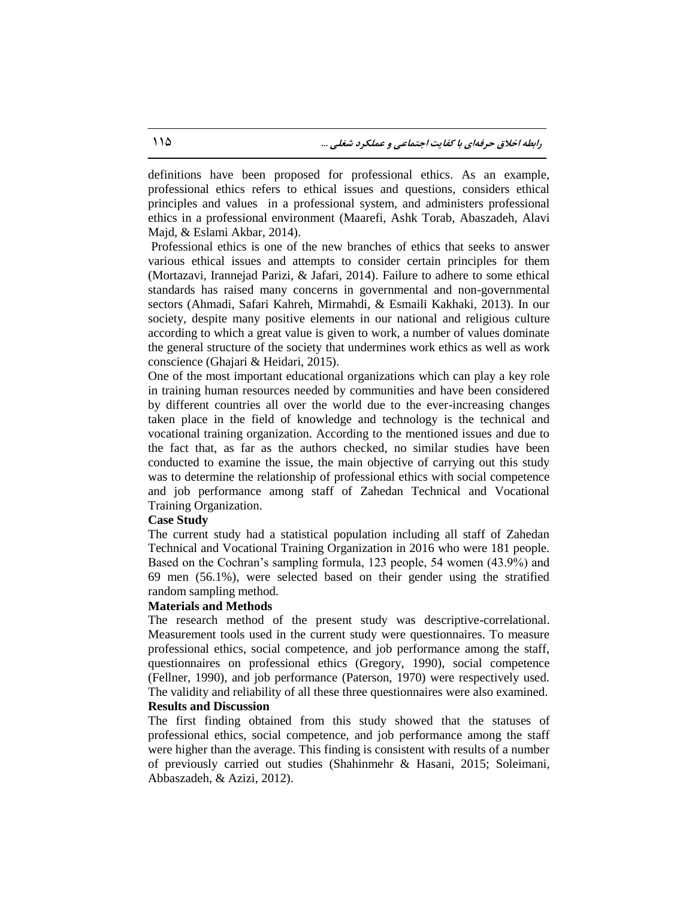definitions have been proposed for professional ethics. As an example, professional ethics refers to ethical issues and questions, considers ethical principles and values in a professional system, and administers professional ethics in a professional environment (Maarefi, Ashk Torab, Abaszadeh, Alavi Majd, & Eslami Akbar, 2014).

Professional ethics is one of the new branches of ethics that seeks to answer various ethical issues and attempts to consider certain principles for them (Mortazavi, Irannejad Parizi, & Jafari, 2014). Failure to adhere to some ethical standards has raised many concerns in governmental and non-governmental sectors (Ahmadi, Safari Kahreh, Mirmahdi, & Esmaili Kakhaki, 2013). In our society, despite many positive elements in our national and religious culture according to which a great value is given to work, a number of values dominate the general structure of the society that undermines work ethics as well as work conscience (Ghajari & Heidari, 2015).

One of the most important educational organizations which can play a key role in training human resources needed by communities and have been considered by different countries all over the world due to the ever-increasing changes taken place in the field of knowledge and technology is the technical and vocational training organization. According to the mentioned issues and due to the fact that, as far as the authors checked, no similar studies have been conducted to examine the issue, the main objective of carrying out this study was to determine the relationship of professional ethics with social competence and job performance among staff of Zahedan Technical and Vocational Training Organization.

**Case Study**

The current study had a statistical population including all staff of Zahedan Technical and Vocational Training Organization in 2016 who were 181 people. Based on the Cochran's sampling formula, 123 people, 54 women (43.9%) and 69 men (56.1%), were selected based on their gender using the stratified random sampling method.

**Materials and Methods**

The research method of the present study was descriptive-correlational. Measurement tools used in the current study were questionnaires. To measure professional ethics, social competence, and job performance among the staff, questionnaires on professional ethics (Gregory, 1990), social competence (Fellner, 1990), and job performance (Paterson, 1970) were respectively used. The validity and reliability of all these three questionnaires were also examined.

**Results and Discussion**

The first finding obtained from this study showed that the statuses of professional ethics, social competence, and job performance among the staff were higher than the average. This finding is consistent with results of a number of previously carried out studies (Shahinmehr & Hasani, 2015; Soleimani, Abbaszadeh, & Azizi, 2012).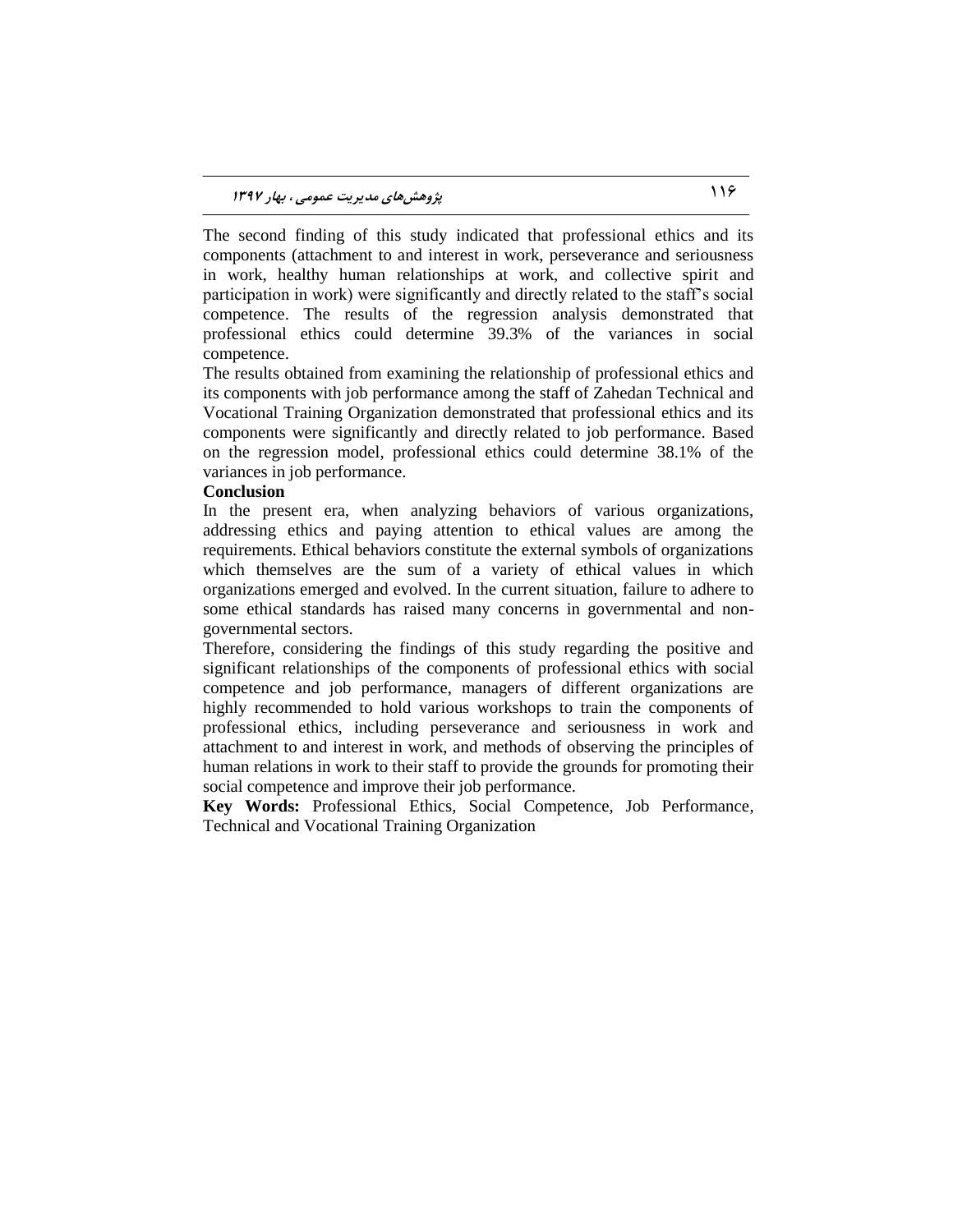The second finding of this study indicated that professional ethics and its components (attachment to and interest in work, perseverance and seriousness in work, healthy human relationships at work, and collective spirit and participation in work) were significantly and directly related to the staff's social competence. The results of the regression analysis demonstrated that professional ethics could determine 39.3% of the variances in social competence.

The results obtained from examining the relationship of professional ethics and its components with job performance among the staff of Zahedan Technical and Vocational Training Organization demonstrated that professional ethics and its components were significantly and directly related to job performance. Based on the regression model, professional ethics could determine 38.1% of the variances in job performance.

**Conclusion**

In the present era, when analyzing behaviors of various organizations, addressing ethics and paying attention to ethical values are among the requirements. Ethical behaviors constitute the external symbols of organizations which themselves are the sum of a variety of ethical values in which organizations emerged and evolved. In the current situation, failure to adhere to some ethical standards has raised many concerns in governmental and non-governmental sectors.

Therefore, considering the findings of this study regarding the positive and significant relationships of the components of professional ethics with social competence and job performance, managers of different organizations are highly recommended to hold various workshops to train the components of professional ethics, including perseverance and seriousness in work and attachment to and interest in work, and methods of observing the principles of human relations in work to their staff to provide the grounds for promoting their social competence and improve their job performance.

**Key Words:** Professional Ethics, Social Competence, Job Performance, Technical and Vocational Training Organization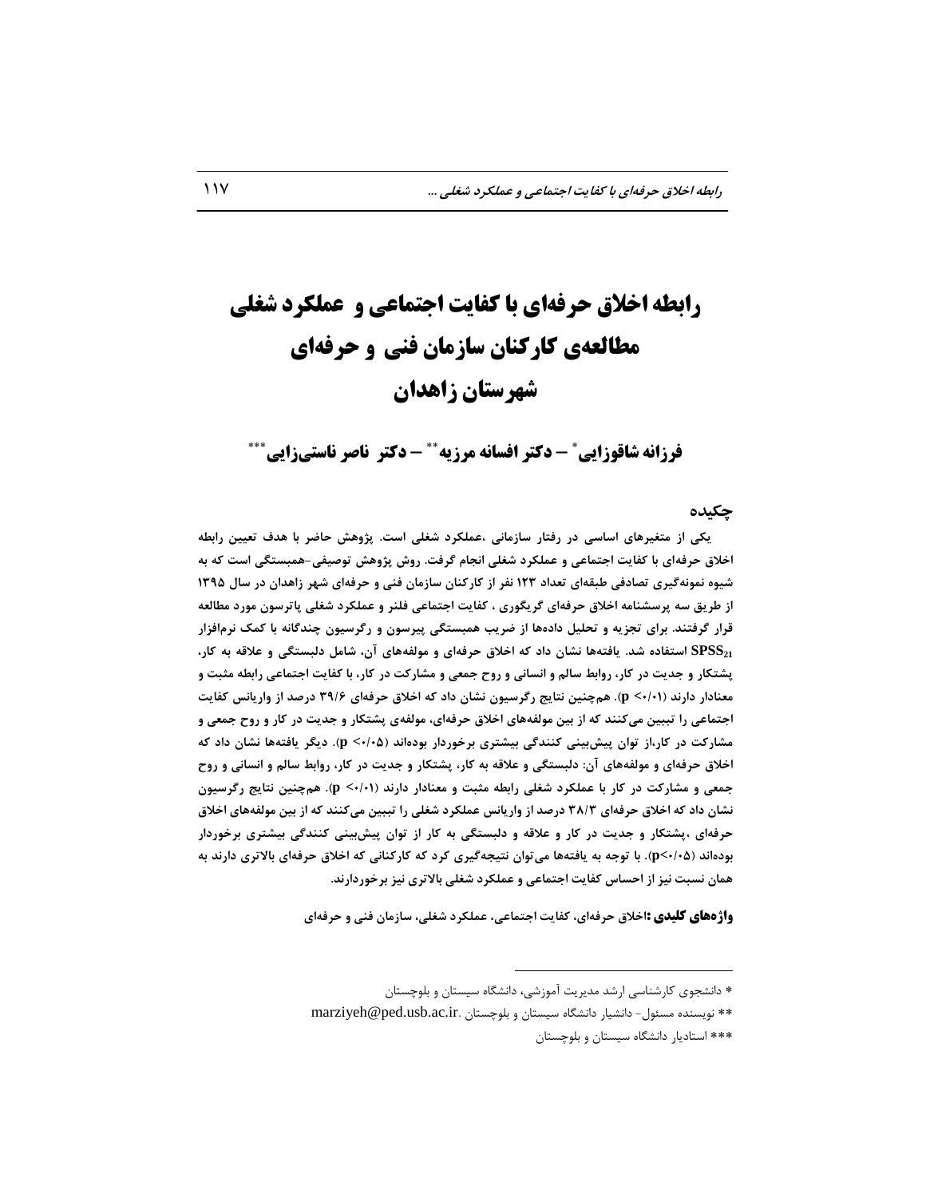# رابطه اخلاق حرفه‌ای با کفایت اجتماعی و عملکرد شغلی مطالعه‌ی کارکنان سازمان فنی و حرفه‌ای شهرستان زاهدان

**فرزانه شاقوزایی* – دکتر افسانه مرزیه** – دکتر ناصر ناستی‌زایی*****

## چکیده

یکی از متغیرهای اساسی در رفتار سازمانی ،عملکرد شغلی است. پژوهش حاضر با هدف تعیین رابطه اخلاق حرفه‌ای با کفایت اجتماعی و عملکرد شغلی انجام گرفت. روش پژوهش توصیفی-همبستگی است که به شیوه نمونه‌گیری تصادفی طبقه‌ای تعداد ۱۲۳ نفر از کارکنان سازمان فنی و حرفه‌ای شهر زاهدان در سال ۱۳۹۵ از طریق سه پرسشنامه اخلاق حرفه‌ای گریگوری ، کفایت اجتماعی فلنر و عملکرد شغلی پاترسون مورد مطالعه قرار گرفتند. برای تجزیه و تحلیل داده‌ها از ضریب همبستگی پیرسون و رگرسیون چندگانه با کمک نرم‌افزار $SPSS_{21}$ استفاده شد. یافته‌ها نشان داد که اخلاق حرفه‌ای و مولفه‌های آن، شامل دلبستگی و علاقه به کار، پشتکار و جدیت در کار، روابط سالم و انسانی و روح جمعی و مشارکت در کار، با کفایت اجتماعی رابطه مثبت و معنادار دارند ($p <۰/۰۱$). هم‌چنین نتایج رگرسیون نشان داد که اخلاق حرفه‌ای ۳۹/۶ درصد از واریانس کفایت اجتماعی را تبیین می‌کنند که از بین مولفه‌های اخلاق حرفه‌ای، مولفه‌ی پشتکار و جدیت در کار و روح جمعی و مشارکت در کار،از توان پیش‌بینی کنندگی بیشتری برخوردار بوده‌اند ($p <۰/۰۵$). دیگر یافته‌ها نشان داد که اخلاق حرفه‌ای و مولفه‌های آن: دلبستگی و علاقه به کار، پشتکار و جدیت در کار، روابط سالم و انسانی و روح جمعی و مشارکت در کار با عملکرد شغلی رابطه مثبت و معنادار دارند ($p <۰/۰۱$). هم‌چنین نتایج رگرسیون نشان داد که اخلاق حرفه‌ای ۳۸/۳ درصد از واریانس عملکرد شغلی را تبیین می‌کنند که از بین مولفه‌های اخلاق حرفه‌ای ،پشتکار و جدیت در کار و علاقه و دلبستگی به کار از توان پیش‌بینی کنندگی بیشتری برخوردار بوده‌اند ($p<۰/۰۵$). با توجه به یافته‌ها می‌توان نتیجه‌گیری کرد که کارکنانی که اخلاق حرفه‌ای بالاتری دارند به همان نسبت نیز از احساس کفایت اجتماعی و عملکرد شغلی بالاتری نیز برخوردارند.

**واژه‌های کلیدی :**اخلاق حرفه‌ای، کفایت اجتماعی، عملکرد شغلی، سازمان فنی و حرفه‌ای

---

* دانشجوی کارشناسی ارشد مدیریت آموزشی، دانشگاه سیستان و بلوچستان

** نویسنده مسئول- دانشیار دانشگاه سیستان و بلوچستان .marziyeh@ped.usb.ac.ir

*** استادیار دانشگاه سیستان و بلوچستان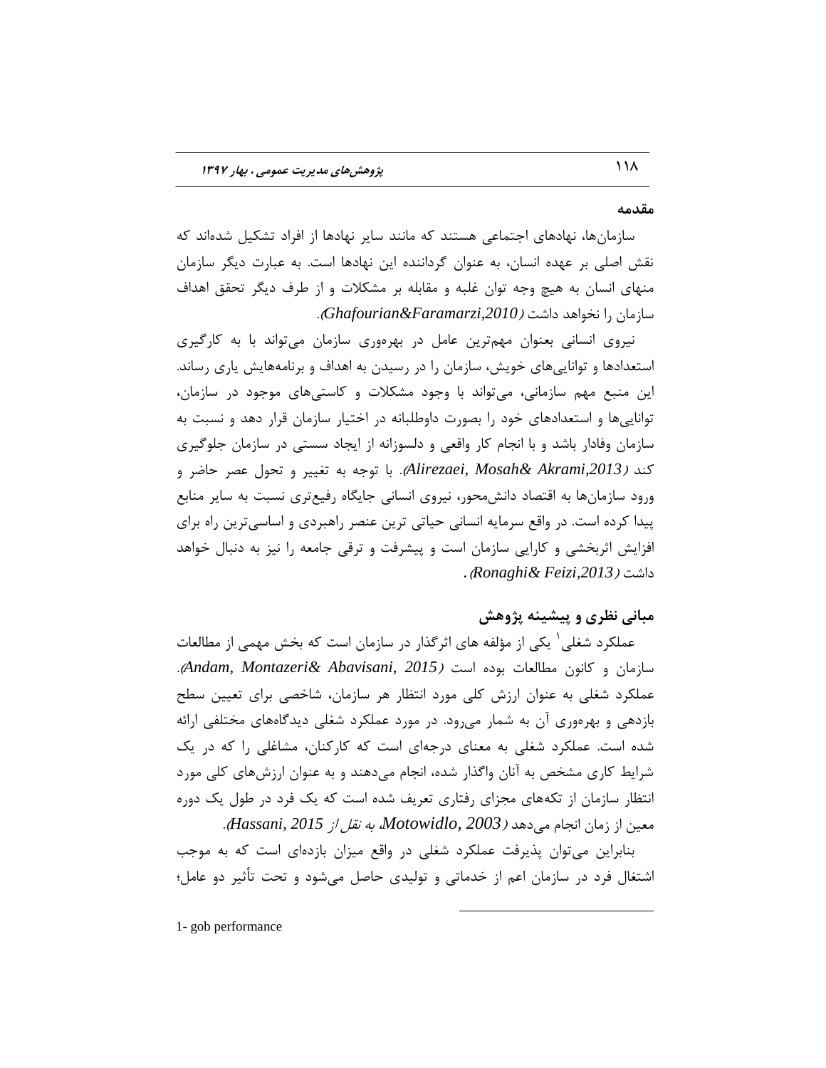## مقدمه

سازمان‌ها، نهادهای اجتماعی هستند که مانند سایر نهادها از افراد تشکیل شده‌اند که نقش اصلی بر عهده انسان، به عنوان گرداننده این نهادها است. به عبارت دیگر سازمان منهای انسان به هیچ وجه توان غلبه و مقابله بر مشکلات و از طرف دیگر تحقق اهداف سازمان را نخواهد داشت (*Ghafourian&Faramarzi,2010*).

نیروی انسانی بعنوان مهم‌ترین عامل در بهره‌وری سازمان می‌تواند با به کارگیری استعدادها و توانایی‌های خویش، سازمان را در رسیدن به اهداف و برنامه‌هایش یاری رساند. این منبع مهم سازمانی، می‌تواند با وجود مشکلات و کاستی‌های موجود در سازمان، توانایی‌ها و استعدادهای خود را بصورت داوطلبانه در اختیار سازمان قرار دهد و نسبت به سازمان وفادار باشد و با انجام کار واقعی و دلسوزانه از ایجاد سستی در سازمان جلوگیری کند (*Alirezaei, Mosah& Akrami,2013*). با توجه به تغییر و تحول عصر حاضر و ورود سازمان‌ها به اقتصاد دانش‌محور، نیروی انسانی جایگاه رفیع‌تری نسبت به سایر منابع پیدا کرده است. در واقع سرمایه انسانی حیاتی ترین عنصر راهبردی و اساسی‌ترین راه برای افزایش اثربخشی و کارایی سازمان است و پیشرفت و ترقی جامعه را نیز به دنبال خواهد داشت (*Ronaghi& Feizi,2013*).

## مبانی نظری و پیشینه پژوهش

عملکرد شغلی[1] یکی از مؤلفه های اثرگذار در سازمان است که بخش مهمی از مطالعات سازمان و کانون مطالعات بوده است (*Andam, Montazeri& Abavisani, 2015*). عملکرد شغلی به عنوان ارزش کلی مورد انتظار هر سازمان، شاخصی برای تعیین سطح بازدهی و بهره‌وری آن به شمار می‌رود. در مورد عملکرد شغلی دیدگاه‌های مختلفی ارائه شده است. عملکرد شغلی به معنای درجه‌ای است که کارکنان، مشاغلی را که در یک شرایط کاری مشخص به آنان واگذار شده، انجام می‌دهند و به عنوان ارزش‌های کلی مورد انتظار سازمان از تکه‌های مجزای رفتاری تعریف شده است که یک فرد در طول یک دوره معین از زمان انجام می‌دهد (*Motowidlo, 2003*، *به نقل از* *Hassani, 2015*).

بنابراین می‌توان پذیرفت عملکرد شغلی در واقع میزان بازده‌ای است که به موجب اشتغال فرد در سازمان اعم از خدماتی و تولیدی حاصل می‌شود و تحت تأثیر دو عامل؛

---

1- gob performance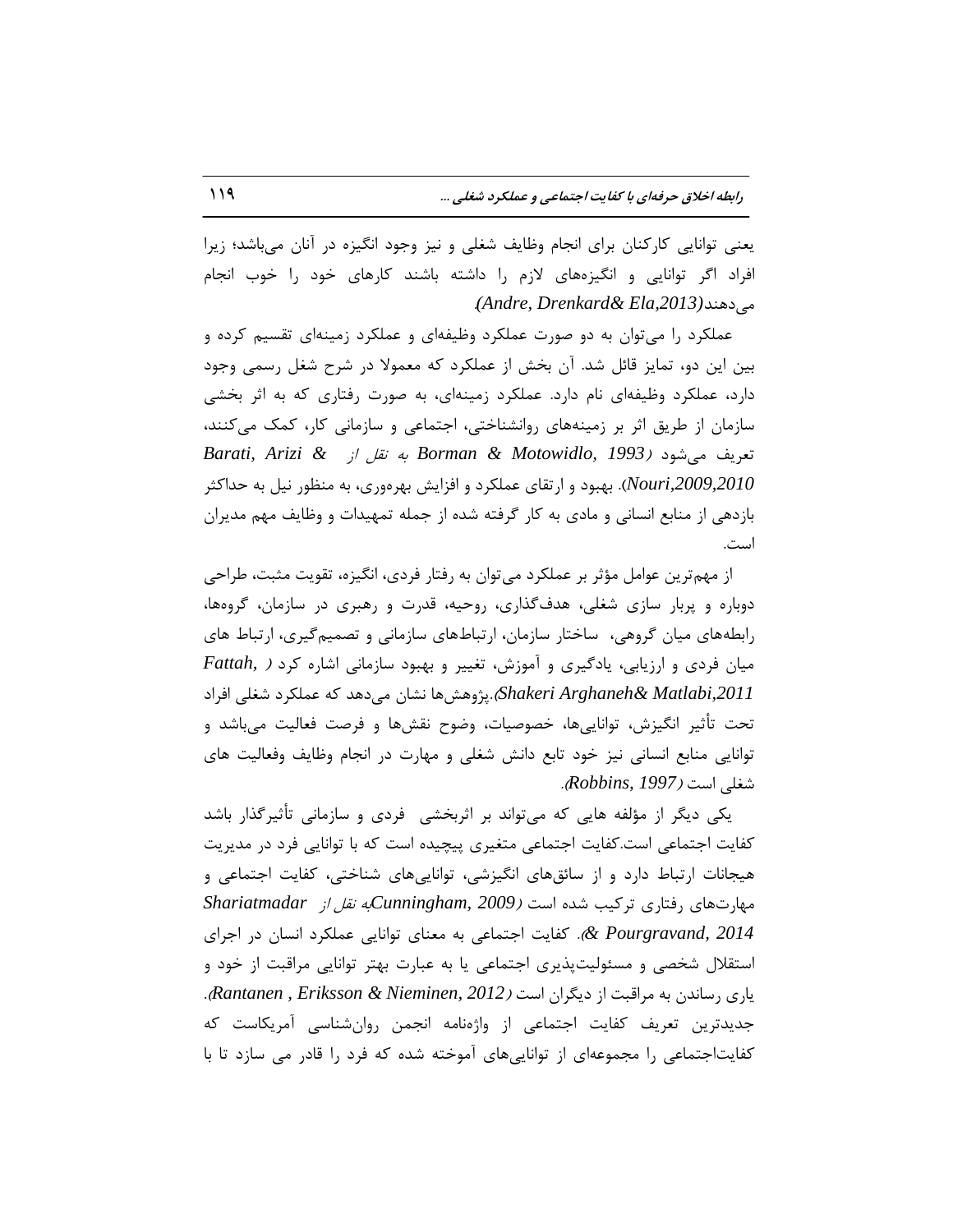یعنی توانایی کارکنان برای انجام وظایف شغلی و نیز وجود انگیزه در آنان می‌باشد؛ زیرا افراد اگر توانایی و انگیزه‌های لازم را داشته باشند کارهای خود را خوب انجام می‌دهند(*Andre, Drenkard& Ela,2013*).

عملکرد را می‌توان به دو صورت عملکرد وظیفه‌ای و عملکرد زمینه‌ای تقسیم کرده و بین این دو، تمایز قائل شد. آن بخش از عملکرد که معمولا در شرح شغل رسمی وجود دارد، عملکرد وظیفه‌ای نام دارد. عملکرد زمینه‌ای، به صورت رفتاری که به اثر بخشی سازمان از طریق اثر بر زمینه‌های روانشناختی، اجتماعی و سازمانی کار، کمک می‌کنند، تعریف می‌شود (*Borman & Motowidlo, 1993* *به نقل از* *Barati, Arizi & Nouri,2009,2010*). بهبود و ارتقای عملکرد و افزایش بهره‌وری، به منظور نیل به حداکثر بازدهی از منابع انسانی و مادی به کار گرفته شده از جمله تمهیدات و وظایف مهم مدیران است.

از مهم‌ترین عوامل مؤثر بر عملکرد می‌توان به رفتار فردی، انگیزه، تقویت مثبت، طراحی دوباره و پربار سازی شغلی، هدف‌گذاری، روحیه، قدرت و رهبری در سازمان، گروه‌ها، رابطه‌های میان گروهی، ساختار سازمان، ارتباط‌های سازمانی و تصمیم‌گیری، ارتباط های میان فردی و ارزیابی، یادگیری و آموزش، تغییر و بهبود سازمانی اشاره کرد (*Fattah, Shakeri Arghaneh& Matlabi,2011*).پژوهش‌ها نشان می‌دهد که عملکرد شغلی افراد تحت تأثیر انگیزش، توانایی‌ها، خصوصیات، وضوح نقش‌ها و فرصت فعالیت می‌باشد و توانایی منابع انسانی نیز خود تابع دانش شغلی و مهارت در انجام وظایف وفعالیت های شغلی است (*Robbins, 1997*).

یکی دیگر از مؤلفه هایی که می‌تواند بر اثربخشی فردی و سازمانی تأثیرگذار باشد کفایت اجتماعی است.کفایت اجتماعی متغیری پیچیده است که با توانایی فرد در مدیریت هیجانات ارتباط دارد و از سائق‌های انگیزشی، توانایی‌های شناختی، کفایت اجتماعی و مهارت‌های رفتاری ترکیب شده است (*Cunningham, 2009* *به نقل از* *Shariatmadar & Pourgravand, 2014*). کفایت اجتماعی به معنای توانایی عملکرد انسان در اجرای استقلال شخصی و مسئولیت‌پذیری اجتماعی یا به عبارت بهتر توانایی مراقبت از خود و یاری رساندن به مراقبت از دیگران است (*Rantanen , Eriksson & Nieminen, 2012*). جدیدترین تعریف کفایت اجتماعی از واژه‌نامه انجمن روان‌شناسی آمریکاست که کفایت‌اجتماعی را مجموعه‌ای از توانایی‌های آموخته شده که فرد را قادر می سازد تا با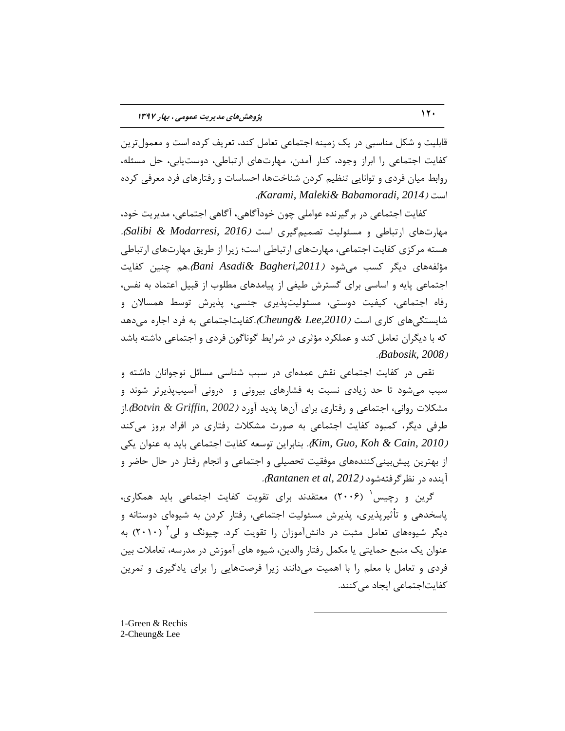قابلیت و شکل مناسبی در یک زمینه اجتماعی تعامل کند، تعریف کرده است و معمول‌ترین کفایت اجتماعی را ابراز وجود، کنار آمدن، مهارت‌های ارتباطی، دوست‌یابی، حل مسئله، روابط میان فردی و توانایی تنظیم کردن شناخت‌ها، احساسات و رفتارهای فرد معرفی کرده است *(Karami, Maleki& Babamoradi, 2014)*.

کفایت اجتماعی در برگیرنده عواملی چون خودآگاهی، آگاهی اجتماعی، مدیریت خود، مهارت‌های ارتباطی و مسئولیت تصمیم‌گیری است *(Salibi & Modarresi, 2016)*. هسته مرکزی کفایت اجتماعی، مهارت‌های ارتباطی است؛ زیرا از طریق مهارت‌های ارتباطی مؤلفه‌های دیگر کسب می‌شود *(Bani Asadi& Bagheri,2011)*.هم چنین کفایت اجتماعی پایه و اساسی برای گسترش طیفی از پیامدهای مطلوب از قبیل اعتماد به نفس، رفاه اجتماعی، کیفیت دوستی، مسئولیت‌پذیری جنسی، پذیرش توسط همسالان و شایستگی‌های کاری است *(Cheung& Lee,2010)*.کفایت‌اجتماعی به فرد اجاره می‌دهد که با دیگران تعامل کند و عملکرد مؤثری در شرایط گوناگون فردی و اجتماعی داشته باشد *(Babosik, 2008)*.

نقص در کفایت اجتماعی نقش عمده‌ای در سبب شناسی مسائل نوجوانان داشته و سبب می‌شود تا حد زیادی نسبت به فشارهای بیرونی و درونی آسیب‌پذیرتر شوند و مشکلات روانی، اجتماعی و رفتاری برای آن‌ها پدید آورد *(Botvin & Griffin, 2002)*.از طرفی دیگر، کمبود کفایت اجتماعی به صورت مشکلات رفتاری در افراد بروز می‌کند *(Kim, Guo, Koh & Cain, 2010)*. بنابراین توسعه کفایت اجتماعی باید به عنوان یکی از بهترین پیش‌بینی‌کننده‌های موفقیت تحصیلی و اجتماعی و انجام رفتار در حال حاضر و آینده در نظرگرفته‌شود *(Rantanen et al, 2012)*.

گرین و رچیس[1] (۲۰۰۶) معتقدند برای تقویت کفایت اجتماعی باید همکاری، پاسخدهی و تأثیرپذیری، پذیرش مسئولیت اجتماعی، رفتار کردن به شیوه‌ای دوستانه و دیگر شیوه‌های تعامل مثبت در دانش‌آموزان را تقویت کرد. چیونگ و لی[2] (۲۰۱۰) به عنوان یک منبع حمایتی یا مکمل رفتار والدین، شیوه های آموزش در مدرسه، تعاملات بین فردی و تعامل با معلم را با اهمیت می‌دانند زیرا فرصت‌هایی را برای یادگیری و تمرین کفایت‌اجتماعی ایجاد می‌کنند.

---

1-Green & Rechis
2-Cheung& Lee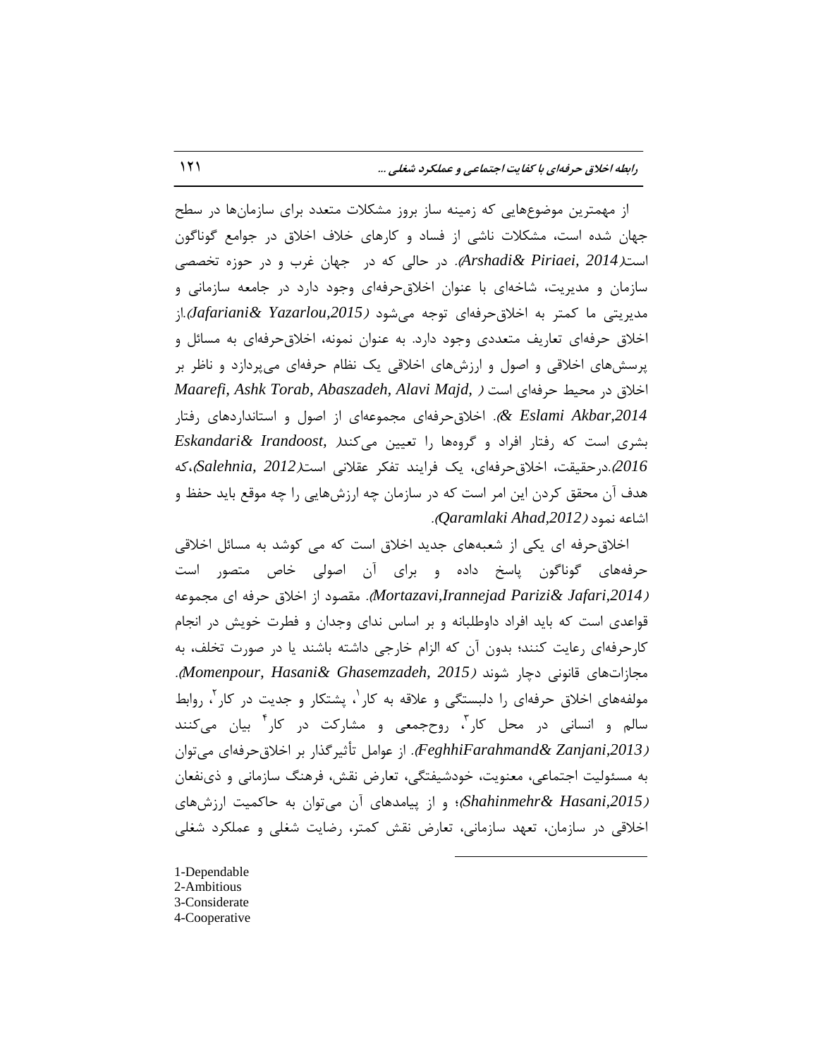از مهمترین موضوع‌هایی که زمینه ساز بروز مشکلات متعدد برای سازمان‌ها در سطح جهان شده است، مشکلات ناشی از فساد و کارهای خلاف اخلاق در جوامع گوناگون است(*Arshadi& Piriaei, 2014*). در حالی که در جهان غرب و در حوزه تخصصی سازمان و مدیریت، شاخه‌ای با عنوان اخلاق‌حرفه‌ای وجود دارد در جامعه سازمانی و مدیریتی ما کمتر به اخلاق‌حرفه‌ای توجه می‌شود (*Jafariani& Yazarlou,2015*).از اخلاق حرفه‌ای تعاریف متعددی وجود دارد. به عنوان نمونه، اخلاق‌حرفه‌ای به مسائل و پرسش‌های اخلاقی و اصول و ارزش‌های اخلاقی یک نظام حرفه‌ای می‌پردازد و ناظر بر اخلاق در محیط حرفه‌ای است (*Maarefi, Ashk Torab, Abaszadeh, Alavi Majd, & Eslami Akbar,2014*). اخلاق‌حرفه‌ای مجموعه‌ای از اصول و استانداردهای رفتار بشری است که رفتار افراد و گروه‌ها را تعیین می‌کند(*Eskandari& Irandoost, 2016*).درحقیقت، اخلاق‌حرفه‌ای، یک فرایند تفکر عقلانی است(*Salehnia, 2012*)،که هدف آن محقق کردن این امر است که در سازمان چه ارزش‌هایی را چه موقع باید حفظ و اشاعه نمود (*Qaramlaki Ahad,2012*).

اخلاق‌حرفه ای یکی از شعبه‌های جدید اخلاق است که می کوشد به مسائل اخلاقی حرفه‌های گوناگون پاسخ داده و برای آن اصولی خاص متصور است (*Mortazavi,Irannejad Parizi& Jafari,2014*). مقصود از اخلاق حرفه ای مجموعه قواعدی است که باید افراد داوطلبانه و بر اساس ندای وجدان و فطرت خویش در انجام کارحرفه‌ای رعایت کنند؛ بدون آن که الزام خارجی داشته باشند یا در صورت تخلف، به مجازات‌های قانونی دچار شوند (*Momenpour, Hasani& Ghasemzadeh, 2015*). مولفه‌های اخلاق حرفه‌ای را دلبستگی و علاقه به کار[1]، پشتکار و جدیت در کار[2]، روابط سالم و انسانی در محل کار[3]، روح‌جمعی و مشارکت در کار[4] بیان می‌کنند (*FeghhiFarahmand& Zanjani,2013*). از عوامل تأثیرگذار بر اخلاق‌حرفه‌ای می‌توان به مسئولیت اجتماعی، معنویت، خودشیفتگی، تعارض نقش، فرهنگ سازمانی و ذی‌نفعان (*Shahinmehr& Hasani,2015*)؛ و از پیامدهای آن می‌توان به حاکمیت ارزش‌های اخلاقی در سازمان، تعهد سازمانی، تعارض نقش کمتر، رضایت شغلی و عملکرد شغلی

---

1-Dependable
2-Ambitious
3-Considerate
4-Cooperative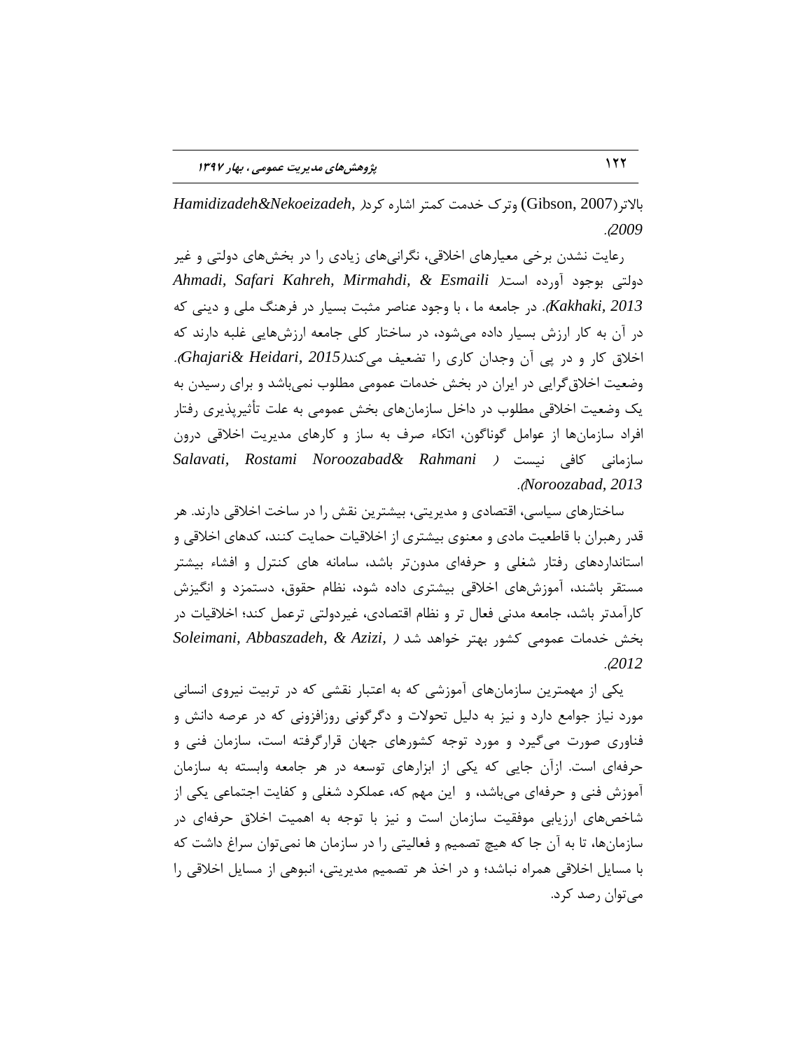بالاتر(Gibson, 2007) وترک خدمت کمتر اشاره کرد( Hamidizadeh&Nekoeizadeh, 2009).

رعایت نشدن برخی معیارهای اخلاقی، نگرانی‌های زیادی را در بخش‌های دولتی و غیر دولتی بوجود آورده است( Ahmadi, Safari Kahreh, Mirmahdi, & Esmaili Kakhaki, 2013). در جامعه ما ، با وجود عناصر مثبت بسیار در فرهنگ ملی و دینی که در آن به کار ارزش بسیار داده می‌شود، در ساختار کلی جامعه ارزش‌هایی غلبه دارند که اخلاق کار و در پی آن وجدان کاری را تضعیف می‌کند(Ghajari& Heidari, 2015). وضعیت اخلاق‌گرایی در ایران در بخش خدمات عمومی مطلوب نمی‌باشد و برای رسیدن به یک وضعیت اخلاقی مطلوب در داخل سازمان‌های بخش عمومی به علت تأثیرپذیری رفتار افراد سازمان‌ها از عوامل گوناگون، اتکاء صرف به ساز و کارهای مدیریت اخلاقی درون سازمانی کافی نیست ( Salavati, Rostami Noroozabad& Rahmani Noroozabad, 2013).

ساختارهای سیاسی، اقتصادی و مدیریتی، بیشترین نقش را در ساخت اخلاقی دارند. هر قدر رهبران با قاطعیت مادی و معنوی بیشتری از اخلاقیات حمایت کنند، کدهای اخلاقی و استانداردهای رفتار شغلی و حرفه‌ای مدون‌تر باشد، سامانه های کنترل و افشاء بیشتر مستقر باشند، آموزش‌های اخلاقی بیشتری داده شود، نظام حقوق، دستمزد و انگیزش کارآمدتر باشد، جامعه مدنی فعال تر و نظام اقتصادی، غیردولتی ترعمل کند؛ اخلاقیات در بخش خدمات عمومی کشور بهتر خواهد شد ( Soleimani, Abbaszadeh, & Azizi, 2012).

یکی از مهمترین سازمان‌های آموزشی که به اعتبار نقشی که در تربیت نیروی انسانی مورد نیاز جوامع دارد و نیز به دلیل تحولات و دگرگونی روزافزونی که در عرصه دانش و فناوری صورت می‌گیرد و مورد توجه کشورهای جهان قرارگرفته است، سازمان فنی و حرفه‌ای است. ازآن جایی که یکی از ابزارهای توسعه در هر جامعه وابسته به سازمان آموزش فنی و حرفه‌ای می‌باشد، و این مهم که، عملکرد شغلی و کفایت اجتماعی یکی از شاخص‌های ارزیابی موفقیت سازمان است و نیز با توجه به اهمیت اخلاق حرفه‌ای در سازمان‌ها، تا به آن جا که هیچ تصمیم و فعالیتی را در سازمان ها نمی‌توان سراغ داشت که با مسایل اخلاقی همراه نباشد؛ و در اخذ هر تصمیم مدیریتی، انبوهی از مسایل اخلاقی را می‌توان رصد کرد.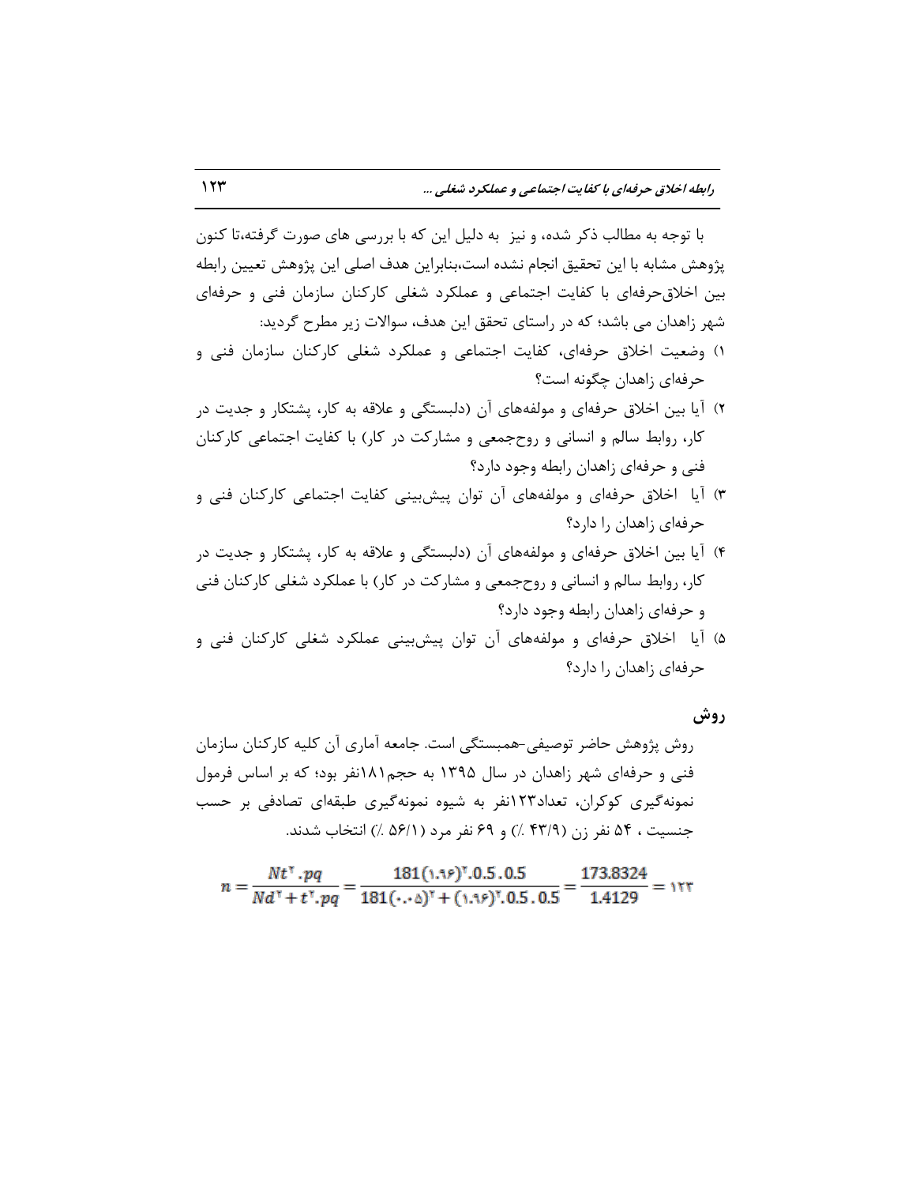با توجه به مطالب ذکر شده، و نیز به دلیل این که با بررسی های صورت گرفته،تا کنون پژوهش مشابه با این تحقیق انجام نشده است،بنابراین هدف اصلی این پژوهش تعیین رابطه بین اخلاق‌حرفه‌ای با کفایت اجتماعی و عملکرد شغلی کارکنان سازمان فنی و حرفه‌ای شهر زاهدان می باشد؛ که در راستای تحقق این هدف، سوالات زیر مطرح گردید:

۱) وضعیت اخلاق حرفه‌ای، کفایت اجتماعی و عملکرد شغلی کارکنان سازمان فنی و حرفه‌ای زاهدان چگونه است؟
۲) آیا بین اخلاق حرفه‌ای و مولفه‌های آن (دلبستگی و علاقه به کار، پشتکار و جدیت در کار، روابط سالم و انسانی و روح‌جمعی و مشارکت در کار) با کفایت اجتماعی کارکنان فنی و حرفه‌ای زاهدان رابطه وجود دارد؟
۳) آیا اخلاق حرفه‌ای و مولفه‌های آن توان پیش‌بینی کفایت اجتماعی کارکنان فنی و حرفه‌ای زاهدان را دارد؟
۴) آیا بین اخلاق حرفه‌ای و مولفه‌های آن (دلبستگی و علاقه به کار، پشتکار و جدیت در کار، روابط سالم و انسانی و روح‌جمعی و مشارکت در کار) با عملکرد شغلی کارکنان فنی و حرفه‌ای زاهدان رابطه وجود دارد؟
۵) آیا اخلاق حرفه‌ای و مولفه‌های آن توان پیش‌بینی عملکرد شغلی کارکنان فنی و حرفه‌ای زاهدان را دارد؟

## روش

روش پژوهش حاضر توصیفی-همبستگی است. جامعه آماری آن کلیه کارکنان سازمان فنی و حرفه‌ای شهر زاهدان در سال ۱۳۹۵ به حجم۱۸۱نفر بود؛ که بر اساس فرمول نمونه‌گیری کوکران، تعداد۱۲۳نفر به شیوه نمونه‌گیری طبقه‌ای تصادفی بر حسب جنسیت ، ۵۴ نفر زن (۴۳/۹ ٪) و ۶۹ نفر مرد (۵۶/۱ ٪) انتخاب شدند.

$$n = \frac{Nt^{2}.pq}{Nd^{2} + t^{2}.pq} = \frac{181(1.96)^{2}.0.5.0.5}{181(0.05)^{2} + (1.96)^{2}.0.5.0.5} = \frac{173.8324}{1.4129} = 123$$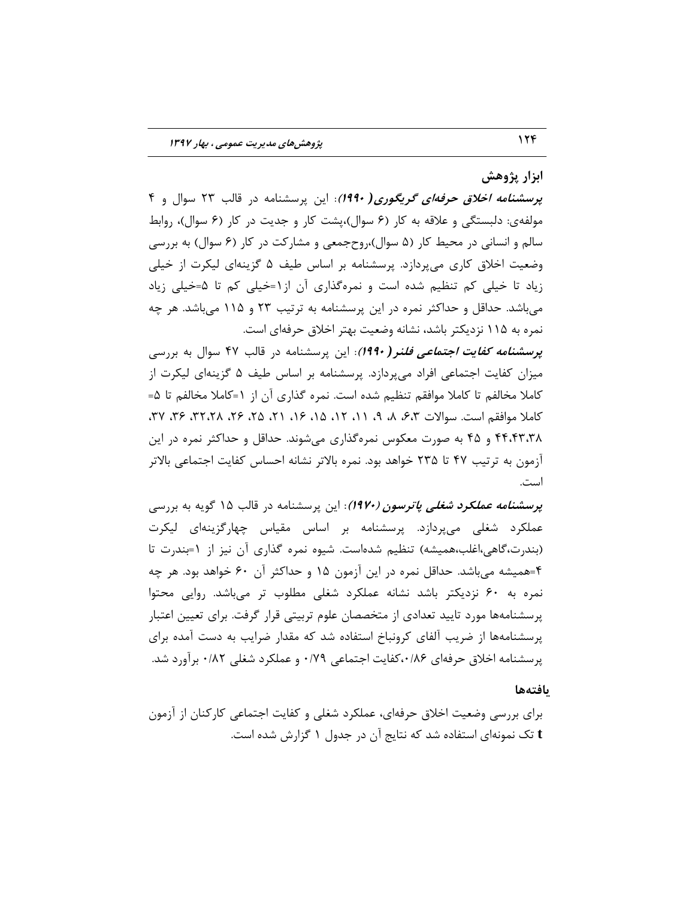### ابزار پژوهش

***پرسشنامه اخلاق حرفه‌ای گریگوری (۱۹۹۰)***: این پرسشنامه در قالب ۲۳ سوال و ۴ مولفه‌ی: دلبستگی و علاقه به کار (۶ سوال)،پشت کار و جدیت در کار (۶ سوال)، روابط سالم و انسانی در محیط کار (۵ سوال)،روحجمعی و مشارکت در کار (۶ سوال) به بررسی وضعیت اخلاق کاری می‌پردازد. پرسشنامه بر اساس طیف ۵ گزینه‌ای لیکرت از خیلی زیاد تا خیلی کم تنظیم شده است و نمره‌گذاری آن از۱=خیلی کم تا ۵=خیلی زیاد می‌باشد. حداقل و حداکثر نمره در این پرسشنامه به ترتیب ۲۳ و ۱۱۵ می‌باشد. هر چه نمره به ۱۱۵ نزدیکتر باشد، نشانه وضعیت بهتر اخلاق حرفه‌ای است.

***پرسشنامه کفایت اجتماعی فلنر (۱۹۹۰)***: این پرسشنامه در قالب ۴۷ سوال به بررسی میزان کفایت اجتماعی افراد می‌پردازد. پرسشنامه بر اساس طیف ۵ گزینه‌ای لیکرت از کاملا مخالفم تا کاملا موافقم تنظیم شده است. نمره گذاری آن از ۱=کاملا مخالفم تا ۵= کاملا موافقم است. سوالات ۳،۶، ۸، ۹، ۱۱، ۱۲، ۱۵، ۱۶، ۲۱، ۲۵، ۲۶، ۳۲،۲۸، ۳۶، ۳۷، ۴۴،۴۳،۳۸ و ۴۵ به صورت معکوس نمره‌گذاری می‌شوند. حداقل و حداکثر نمره در این آزمون به ترتیب ۴۷ تا ۲۳۵ خواهد بود. نمره بالاتر نشانه احساس کفایت اجتماعی بالاتر است.

***پرسشنامه عملکرد شغلی پاترسون (۱۹۷۰)***: این پرسشنامه در قالب ۱۵ گویه به بررسی عملکرد شغلی می‌پردازد. پرسشنامه بر اساس مقیاس چهارگزینه‌ای لیکرت (بندرت،گاهی،اغلب،همیشه) تنظیم شده‌است. شیوه نمره گذاری آن نیز از ۱=بندرت تا ۴=همیشه می‌باشد. حداقل نمره در این آزمون ۱۵ و حداکثر آن ۶۰ خواهد بود. هر چه نمره به ۶۰ نزدیکتر باشد نشانه عملکرد شغلی مطلوب تر می‌باشد. روایی محتوا پرسشنامه‌ها مورد تایید تعدادی از متخصصان علوم تربیتی قرار گرفت. برای تعیین اعتبار پرسشنامه‌ها از ضریب آلفای کرونباخ استفاده شد که مقدار ضرایب به دست آمده برای پرسشنامه اخلاق حرفه‌ای ۰/۸۶،کفایت اجتماعی ۰/۷۹ و عملکرد شغلی ۰/۸۲ برآورد شد.

### یافته‌ها

برای بررسی وضعیت اخلاق حرفه‌ای، عملکرد شغلی و کفایت اجتماعی کارکنان از آزمون **t** تک نمونه‌ای استفاده شد که نتایج آن در جدول ۱ گزارش شده است.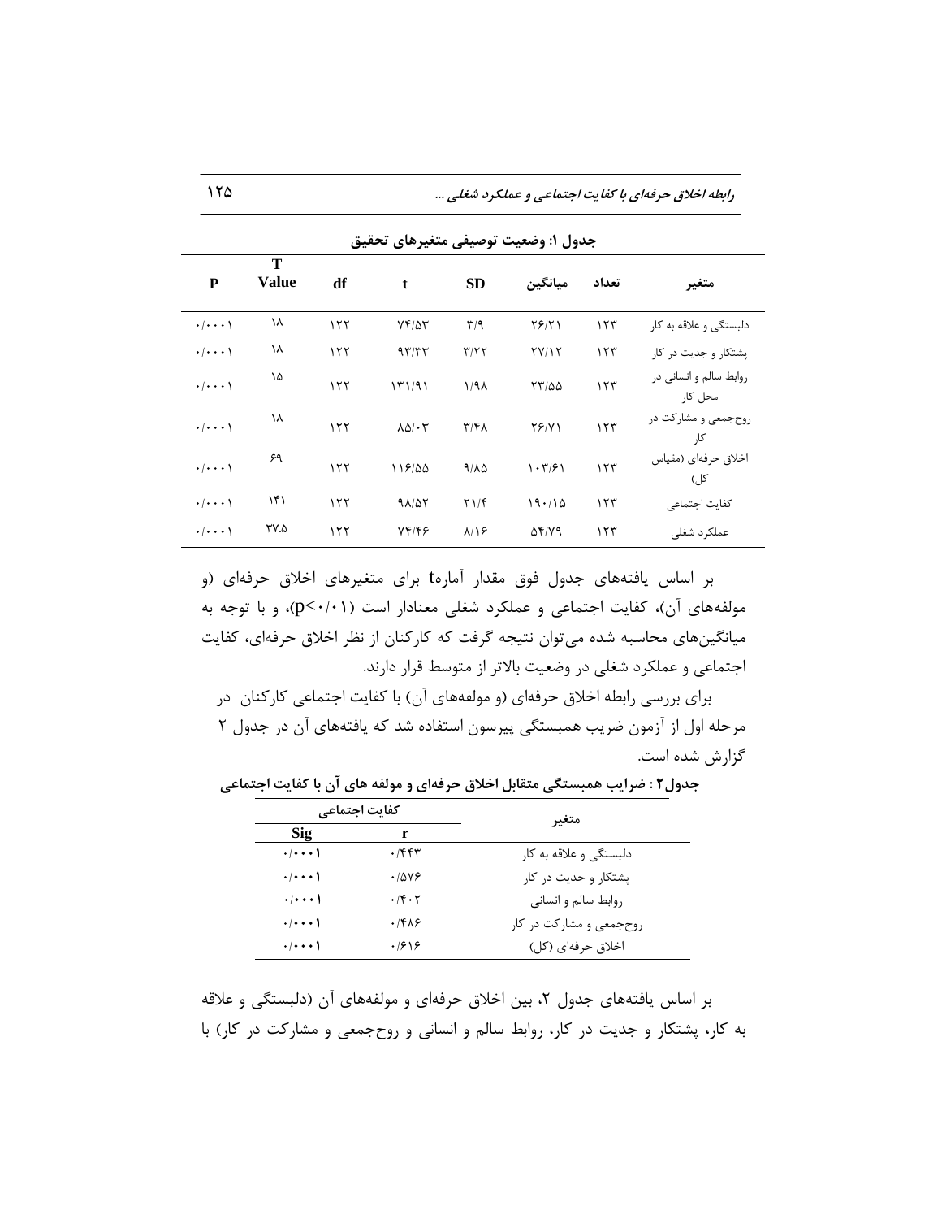**جدول ۱: وضعیت توصیفی متغیرهای تحقیق**

| متغیر | تعداد | میانگین | SD | t | df | T Value | P |
|---|---|---|---|---|---|---|---|
| دلبستگی و علاقه به کار | ۱۲۳ | ۲۶/۲۱ | ۳/۹ | ۷۴/۵۳ | ۱۲۲ | ۱۸ | ۰/۰۰۰۱ |
| پشتکار و جدیت در کار | ۱۲۳ | ۲۷/۱۲ | ۳/۲۲ | ۹۳/۳۳ | ۱۲۲ | ۱۸ | ۰/۰۰۰۱ |
| روابط سالم و انسانی در محل کار | ۱۲۳ | ۲۳/۵۵ | ۱/۹۸ | ۱۳۱/۹۱ | ۱۲۲ | ۱۵ | ۰/۰۰۰۱ |
| روحجمعی و مشارکت در کار | ۱۲۳ | ۲۶/۷۱ | ۳/۴۸ | ۸۵/۰۳ | ۱۲۲ | ۱۸ | ۰/۰۰۰۱ |
| اخلاق حرفه‌ای (مقیاس کل) | ۱۲۳ | ۱۰۳/۶۱ | ۹/۸۵ | ۱۱۶/۵۵ | ۱۲۲ | ۶۹ | ۰/۰۰۰۱ |
| کفایت اجتماعی | ۱۲۳ | ۱۹۰/۱۵ | ۲۱/۴ | ۹۸/۵۲ | ۱۲۲ | ۱۴۱ | ۰/۰۰۰۱ |
| عملکرد شغلی | ۱۲۳ | ۵۴/۷۹ | ۸/۱۶ | ۷۴/۴۶ | ۱۲۲ | ۳۷.۵ | ۰/۰۰۰۱ |

بر اساس یافته‌های جدول فوق مقدار آماره t برای متغیرهای اخلاق حرفه‌ای (و مولفه‌های آن)، کفایت اجتماعی و عملکرد شغلی معنادار است ($p<0/01$)، و با توجه به میانگین‌های محاسبه شده می‌توان نتیجه گرفت که کارکنان از نظر اخلاق حرفه‌ای، کفایت اجتماعی و عملکرد شغلی در وضعیت بالاتر از متوسط قرار دارند.

برای بررسی رابطه اخلاق حرفه‌ای (و مولفه‌های آن) با کفایت اجتماعی کارکنان در مرحله اول از آزمون ضریب همبستگی پیرسون استفاده شد که یافته‌های آن در جدول ۲ گزارش شده است.

**جدول۲ : ضرایب همبستگی متقابل اخلاق حرفه‌ای و مولفه های آن با کفایت اجتماعی**

| متغیر | کفایت اجتماعی | |
|---|---|---|
| | r | Sig |
| دلبستگی و علاقه به کار | ۰/۴۴۳ | ۰/۰۰۰۱ |
| پشتکار و جدیت در کار | ۰/۵۷۶ | ۰/۰۰۰۱ |
| روابط سالم و انسانی | ۰/۴۰۲ | ۰/۰۰۰۱ |
| روحجمعی و مشارکت در کار | ۰/۴۸۶ | ۰/۰۰۰۱ |
| اخلاق حرفه‌ای (کل) | ۰/۶۱۶ | ۰/۰۰۰۱ |

بر اساس یافته‌های جدول ۲، بین اخلاق حرفه‌ای و مولفه‌های آن (دلبستگی و علاقه به کار، پشتکار و جدیت در کار، روابط سالم و انسانی و روحجمعی و مشارکت در کار) با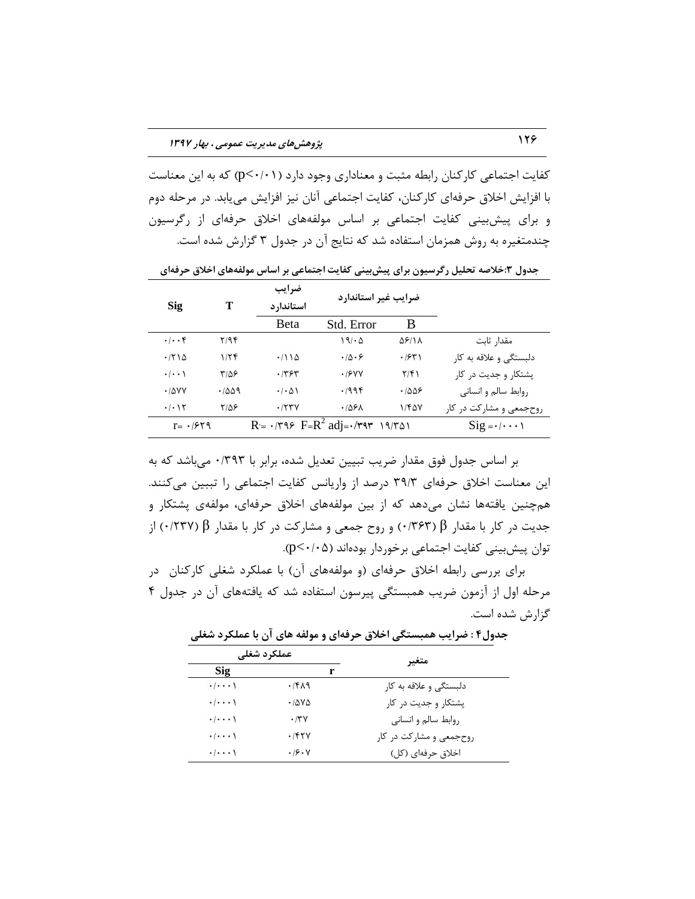کفایت اجتماعی کارکنان رابطه مثبت و معناداری وجود دارد ($p<۰/۰۱$) که به این معناست با افزایش اخلاق حرفه‌ای کارکنان، کفایت اجتماعی آنان نیز افزایش می‌یابد. در مرحله دوم و برای پیش‌بینی کفایت اجتماعی بر اساس مولفه‌های اخلاق حرفه‌ای از رگرسیون چندمتغیره به روش همزمان استفاده شد که نتایج آن در جدول ۳ گزارش شده است.

**جدول ۳:خلاصه تحلیل رگرسیون برای پیش‌بینی کفایت اجتماعی بر اساس مولفه‌های اخلاق حرفه‌ای**

| | ضرایب غیر استاندارد | | ضرایب استاندارد | T | Sig |
|---|---|---|---|---|---|
| | B | Std. Error | Beta | | |
| مقدار ثابت | ۵۶/۱۸ | ۱۹/۰۵ | | ۲/۹۴ | ۰/۰۰۴ |
| دلبستگی و علاقه به کار | ۰/۶۳۱ | ۰/۵۰۶ | ۰/۱۱۵ | ۱/۲۴ | ۰/۲۱۵ |
| پشتکار و جدیت در کار | ۲/۴۱ | ۰/۶۷۷ | ۰/۳۶۳ | ۳/۵۶ | ۰/۰۰۱ |
| روابط سالم و انسانی | ۰/۵۵۶ | ۰/۹۹۴ | ۰/۰۵۱ | ۰/۵۵۹ | ۰/۵۷۷ |
| روح‌جمعی و مشارکت در کار | ۱/۴۵۷ | ۰/۵۶۸ | ۰/۲۳۷ | ۲/۵۶ | ۰/۰۱۲ |
| $Sig=۰/۰۰۰۱$ | $R^2=۰/۳۹۶$ $F$ ۱۹/۳۵۱ | $R^2 adj=۰/۳۹۳$ | | | $r=۰/۶۲۹$ |

بر اساس جدول فوق مقدار ضریب تبیین تعدیل شده، برابر با ۰/۳۹۳ می‌باشد که به این معناست اخلاق حرفه‌ای ۳۹/۳ درصد از واریانس کفایت اجتماعی را تبیین می‌کنند. هم‌چنین یافته‌ها نشان می‌دهد که از بین مولفه‌های اخلاق حرفه‌ای، مولفه‌ی پشتکار و جدیت در کار با مقدار $\beta$ (۰/۳۶۳) و روح جمعی و مشارکت در کار با مقدار $\beta$ (۰/۲۳۷) از توان پیش‌بینی کفایت اجتماعی برخوردار بوده‌اند ($p<۰/۰۵$).

برای بررسی رابطه اخلاق حرفه‌ای (و مولفه‌های آن) با عملکرد شغلی کارکنان در مرحله اول از آزمون ضریب همبستگی پیرسون استفاده شد که یافته‌های آن در جدول ۴ گزارش شده است.

**جدول۴ : ضرایب همبستگی اخلاق حرفه‌ای و مولفه های آن با عملکرد شغلی**

| متغیر | عملکرد شغلی | |
|---|---|---|
| | r | Sig |
| دلبستگی و علاقه به کار | ۰/۴۸۹ | ۰/۰۰۰۱ |
| پشتکار و جدیت در کار | ۰/۵۷۵ | ۰/۰۰۰۱ |
| روابط سالم و انسانی | ۰/۳۷ | ۰/۰۰۰۱ |
| روح‌جمعی و مشارکت در کار | ۰/۴۲۷ | ۰/۰۰۰۱ |
| اخلاق حرفه‌ای (کل) | ۰/۶۰۷ | ۰/۰۰۰۱ |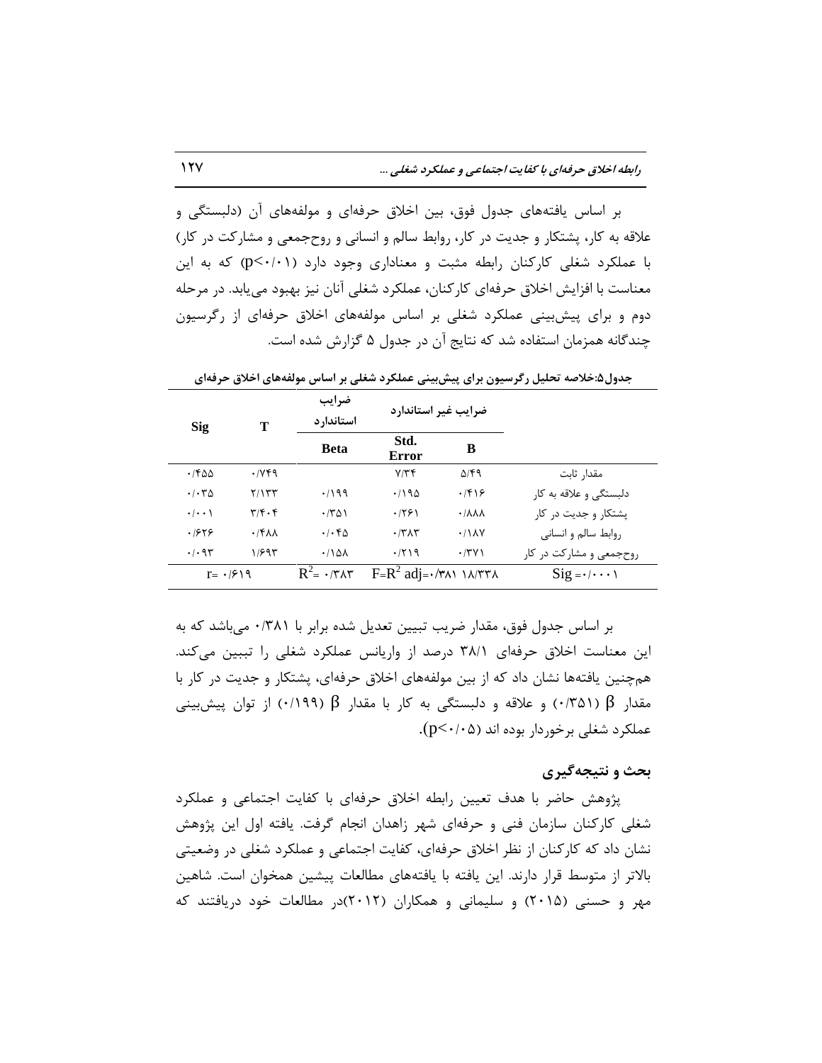بر اساس یافته‌های جدول فوق، بین اخلاق حرفه‌ای و مولفه‌های آن (دلبستگی و علاقه به کار، پشتکار و جدیت در کار، روابط سالم و انسانی و روح‌جمعی و مشارکت در کار) با عملکرد شغلی کارکنان رابطه مثبت و معناداری وجود دارد ($p<۰/۰۱$) که به این معناست با افزایش اخلاق حرفه‌ای کارکنان، عملکرد شغلی آنان نیز بهبود می‌یابد. در مرحله دوم و برای پیش‌بینی عملکرد شغلی بر اساس مولفه‌های اخلاق حرفه‌ای از رگرسیون چندگانه همزمان استفاده شد که نتایج آن در جدول ۵ گزارش شده است.

**جدول۵:خلاصه تحلیل رگرسیون برای پیش‌بینی عملکرد شغلی بر اساس مولفه‌های اخلاق حرفه‌ای**

| | ضرایب غیر استاندارد | | ضرایب استاندارد | T | Sig |
|---|---|---|---|---|---|
| | B | Std. Error | Beta | | |
| مقدار ثابت | ۵/۴۹ | ۷/۳۴ | | ۰/۷۴۹ | ۰/۴۵۵ |
| دلبستگی و علاقه به کار | ۰/۴۱۶ | ۰/۱۹۵ | ۰/۱۹۹ | ۲/۱۳۳ | ۰/۰۳۵ |
| پشتکار و جدیت در کار | ۰/۸۸۸ | ۰/۲۶۱ | ۰/۳۵۱ | ۳/۴۰۴ | ۰/۰۰۱ |
| روابط سالم و انسانی | ۰/۱۸۷ | ۰/۳۸۳ | ۰/۰۴۵ | ۰/۴۸۸ | ۰/۶۲۶ |
| روح‌جمعی و مشارکت در کار | ۰/۳۷۱ | ۰/۲۱۹ | ۰/۱۵۸ | ۱/۶۹۳ | ۰/۰۹۳ |
| $Sig = ۰/۰۰۰۱$ | $F = ۱۸/۳۳۸$ | $R^2\ adj = ۰/۳۸۱$ | $R^2 = ۰/۳۸۳$ | $r = ۰/۶۱۹$ | |

بر اساس جدول فوق، مقدار ضریب تبیین تعدیل شده برابر با ۰/۳۸۱ می‌باشد که به این معناست اخلاق حرفه‌ای ۳۸/۱ درصد از واریانس عملکرد شغلی را تبیین می‌کند. هم‌چنین یافته‌ها نشان داد که از بین مولفه‌های اخلاق حرفه‌ای، پشتکار و جدیت در کار با مقدار $\beta$ (۰/۳۵۱) و علاقه و دلبستگی به کار با مقدار $\beta$ (۰/۱۹۹) از توان پیش‌بینی عملکرد شغلی برخوردار بوده اند ($p<۰/۰۵$).

## بحث و نتیجه‌گیری

پژوهش حاضر با هدف تعیین رابطه اخلاق حرفه‌ای با کفایت اجتماعی و عملکرد شغلی کارکنان سازمان فنی و حرفه‌ای شهر زاهدان انجام گرفت. یافته اول این پژوهش نشان داد که کارکنان از نظر اخلاق حرفه‌ای، کفایت اجتماعی و عملکرد شغلی در وضعیتی بالاتر از متوسط قرار دارند. این یافته با یافته‌های مطالعات پیشین همخوان است. شاهین مهر و حسنی (۲۰۱۵) و سلیمانی و همکاران (۲۰۱۲)در مطالعات خود دریافتند که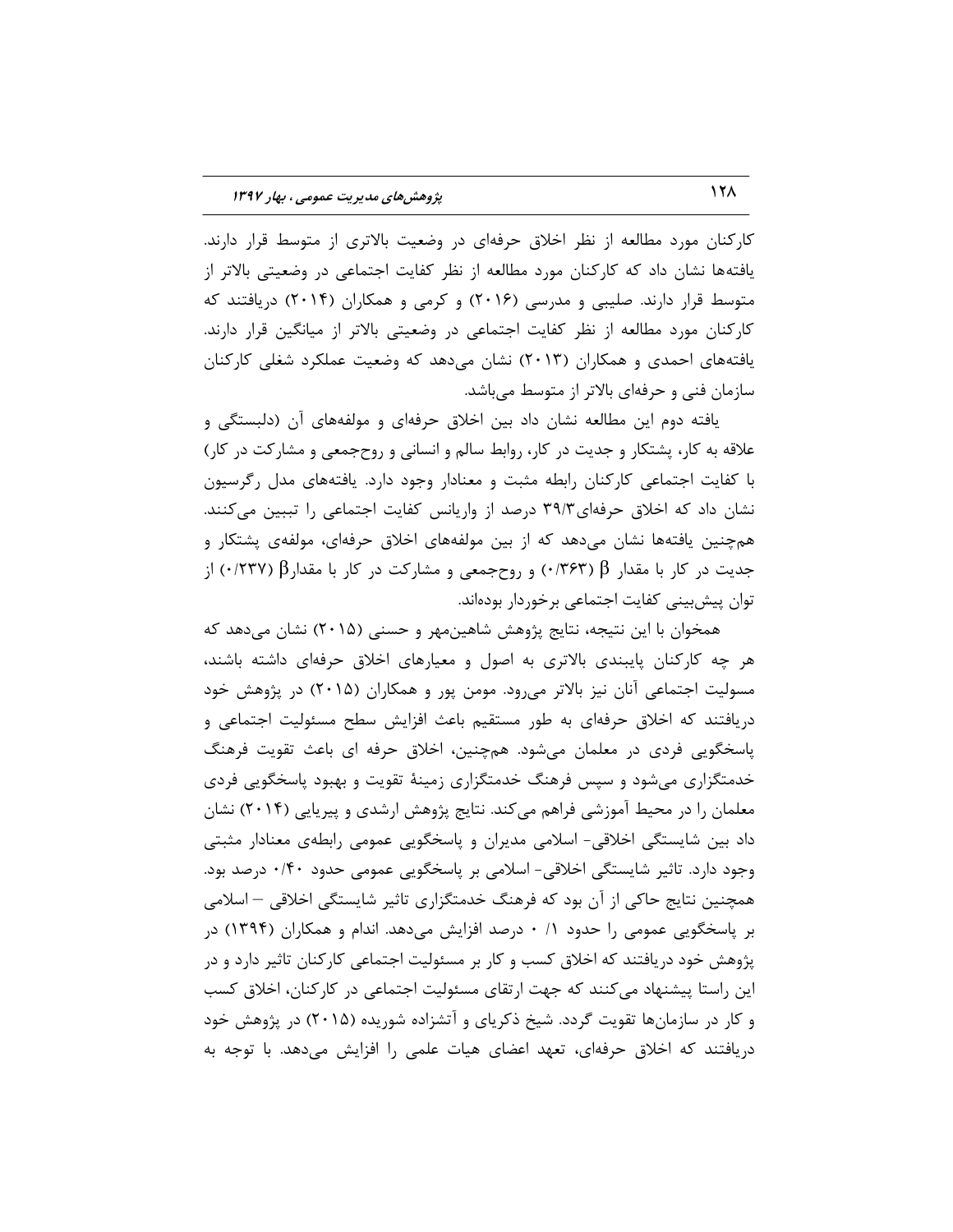کارکنان مورد مطالعه از نظر اخلاق حرفه‌ای در وضعیت بالاتری از متوسط قرار دارند. یافته‌ها نشان داد که کارکنان مورد مطالعه از نظر کفایت اجتماعی در وضعیتی بالاتر از متوسط قرار دارند. صلیبی و مدرسی (۲۰۱۶) و کرمی و همکاران (۲۰۱۴) دریافتند که کارکنان مورد مطالعه از نظر کفایت اجتماعی در وضعیتی بالاتر از میانگین قرار دارند. یافته‌های احمدی و همکاران (۲۰۱۳) نشان می‌دهد که وضعیت عملکرد شغلی کارکنان سازمان فنی و حرفه‌ای بالاتر از متوسط می‌باشد.

یافته دوم این مطالعه نشان داد بین اخلاق حرفه‌ای و مولفه‌های آن (دلبستگی و علاقه به کار، پشتکار و جدیت در کار، روابط سالم و انسانی و روحجمعی و مشارکت در کار) با کفایت اجتماعی کارکنان رابطه مثبت و معنادار وجود دارد. یافته‌های مدل رگرسیون نشان داد که اخلاق حرفه‌ای۳۹/۳ درصد از واریانس کفایت اجتماعی را تبیین می‌کنند. هم‌چنین یافته‌ها نشان می‌دهد که از بین مولفه‌های اخلاق حرفه‌ای، مولفه‌ی پشتکار و جدیت در کار با مقدار $\beta$ (۰/۳۶۳) و روحجمعی و مشارکت در کار با مقدار$\beta$ (۰/۲۳۷) از توان پیش‌بینی کفایت اجتماعی برخوردار بوده‌اند.

همخوان با این نتیجه، نتایج پژوهش شاهین‌مهر و حسنی (۲۰۱۵) نشان می‌دهد که هر چه کارکنان پایبندی بالاتری به اصول و معیارهای اخلاق حرفه‌ای داشته باشند، مسولیت اجتماعی آنان نیز بالاتر می‌رود. مومن پور و همکاران (۲۰۱۵) در پژوهش خود دریافتند که اخلاق حرفه‌ای به طور مستقیم باعث افزایش سطح مسئولیت اجتماعی و پاسخگویی فردی در معلمان می‌شود. هم‌چنین، اخلاق حرفه ای باعث تقویت فرهنگ خدمتگزاری می‌شود و سپس فرهنگ خدمتگزاری زمینهٔ تقویت و بهبود پاسخگویی فردی معلمان را در محیط آموزشی فراهم می‌کند. نتایج پژوهش ارشدی و پیریایی (۲۰۱۴) نشان داد بین شایستگی اخلاقی- اسلامی مدیران و پاسخگویی عمومی رابطه‌ی معنادار مثبتی وجود دارد. تاثیر شایستگی اخلاقی- اسلامی بر پاسخگویی عمومی حدود ۰/۴۰ درصد بود. همچنین نتایج حاکی از آن بود که فرهنگ خدمتگزاری تاثیر شایستگی اخلاقی – اسلامی بر پاسخگویی عمومی را حدود ۰/۱ درصد افزایش می‌دهد. اندام و همکاران (۱۳۹۴) در پژوهش خود دریافتند که اخلاق کسب و کار بر مسئولیت اجتماعی کارکنان تاثیر دارد و در این راستا پیشنهاد می‌کنند که جهت ارتقای مسئولیت اجتماعی در کارکنان، اخلاق کسب و کار در سازمان‌ها تقویت گردد. شیخ ذکریای و آتشزاده شوریده (۲۰۱۵) در پژوهش خود دریافتند که اخلاق حرفه‌ای، تعهد اعضای هیات علمی را افزایش می‌دهد. با توجه به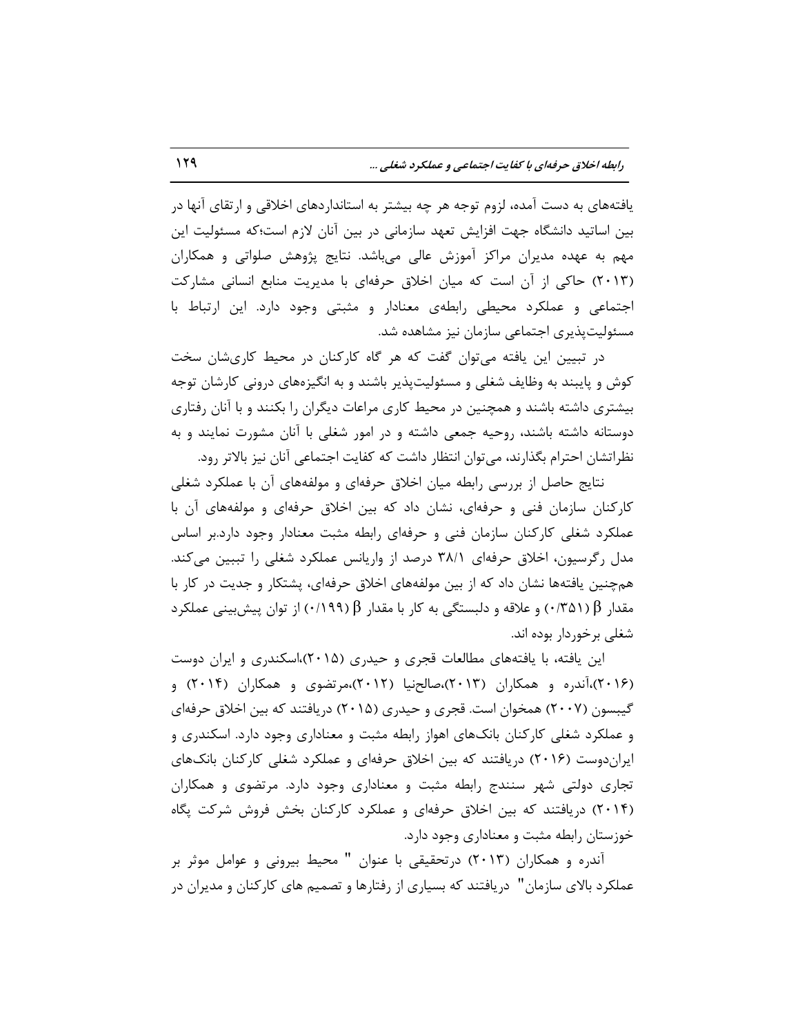یافته‌های به دست آمده، لزوم توجه هر چه بیشتر به استانداردهای اخلاقی و ارتقای آنها در بین اساتید دانشگاه جهت افزایش تعهد سازمانی در بین آنان لازم است؛که مسئولیت این مهم به عهده مدیران مراکز آموزش عالی می‌باشد. نتایج پژوهش صلواتی و همکاران (۲۰۱۳) حاکی از آن است که میان اخلاق حرفه‌ای با مدیریت منابع انسانی مشارکت اجتماعی و عملکرد محیطی رابطه‌ی معنادار و مثبتی وجود دارد. این ارتباط با مسئولیت‌پذیری اجتماعی سازمان نیز مشاهده شد.

در تبیین این یافته می‌توان گفت که هر گاه کارکنان در محیط کاری‌شان سخت کوش و پایبند به وظایف شغلی و مسئولیت‌پذیر باشند و به انگیزه‌های درونی کارشان توجه بیشتری داشته باشند و همچنین در محیط کاری مراعات دیگران را بکنند و با آنان رفتاری دوستانه داشته باشند، روحیه جمعی داشته و در امور شغلی با آنان مشورت نمایند و به نظراتشان احترام بگذارند، می‌توان انتظار داشت که کفایت اجتماعی آنان نیز بالاتر رود.

نتایج حاصل از بررسی رابطه میان اخلاق حرفه‌ای و مولفه‌های آن با عملکرد شغلی کارکنان سازمان فنی و حرفه‌ای، نشان داد که بین اخلاق حرفه‌ای و مولفه‌های آن با عملکرد شغلی کارکنان سازمان فنی و حرفه‌ای رابطه مثبت معنادار وجود دارد.بر اساس مدل رگرسیون، اخلاق حرفه‌ای ۳۸/۱ درصد از واریانس عملکرد شغلی را تببین می‌کند. هم‌چنین یافته‌ها نشان داد که از بین مولفه‌های اخلاق حرفه‌ای، پشتکار و جدیت در کار با مقدار $\beta$ (۰/۳۵۱) و علاقه و دلبستگی به کار با مقدار $\beta$ (۰/۱۹۹) از توان پیش‌بینی عملکرد شغلی برخوردار بوده اند.

این یافته، با یافته‌های مطالعات قجری و حیدری (۲۰۱۵)،اسکندری و ایران دوست (۲۰۱۶)،آندره و همکاران (۲۰۱۳)،صالحنیا (۲۰۱۲)،مرتضوی و همکاران (۲۰۱۴) و گیبسون (۲۰۰۷) همخوان است. قجری و حیدری (۲۰۱۵) دریافتند که بین اخلاق حرفه‌ای و عملکرد شغلی کارکنان بانک‌های اهواز رابطه مثبت و معناداری وجود دارد. اسکندری و ایران‌دوست (۲۰۱۶) دریافتند که بین اخلاق حرفه‌ای و عملکرد شغلی کارکنان بانک‌های تجاری دولتی شهر سنندج رابطه مثبت و معناداری وجود دارد. مرتضوی و همکاران (۲۰۱۴) دریافتند که بین اخلاق حرفه‌ای و عملکرد کارکنان بخش فروش شرکت پگاه خوزستان رابطه مثبت و معناداری وجود دارد.

آندره و همکاران (۲۰۱۳) درتحقیقی با عنوان " محیط بیرونی و عوامل موثر بر عملکرد بالای سازمان" دریافتند که بسیاری از رفتارها و تصمیم های کارکنان و مدیران در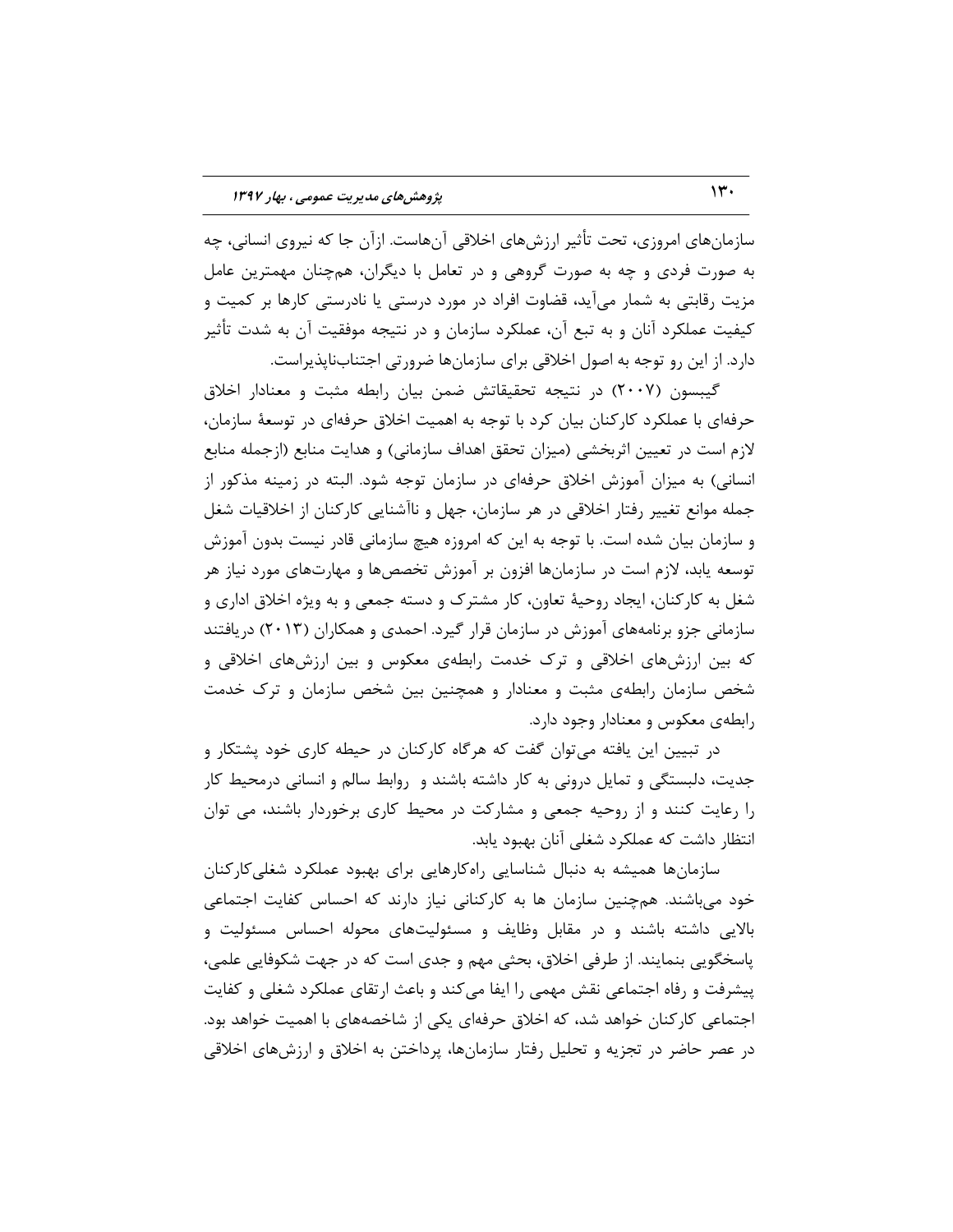سازمان‌های امروزی، تحت تأثیر ارزش‌های اخلاقی آن‌هاست. ازآن جا که نیروی انسانی، چه به صورت فردی و چه به صورت گروهی و در تعامل با دیگران، همچنان مهمترین عامل مزیت رقابتی به شمار می‌آید، قضاوت افراد در مورد درستی یا نادرستی کارها بر کمیت و کیفیت عملکرد آنان و به تبع آن، عملکرد سازمان و در نتیجه موفقیت آن به شدت تأثیر دارد. از این رو توجه به اصول اخلاقی برای سازمان‌ها ضرورتی اجتناب‌ناپذیراست.

گیبسون (۲۰۰۷) در نتیجه تحقیقاتش ضمن بیان رابطه مثبت و معنادار اخلاق حرفه‌ای با عملکرد کارکنان بیان کرد با توجه به اهمیت اخلاق حرفه‌ای در توسعهٔ سازمان، لازم است در تعیین اثربخشی (میزان تحقق اهداف سازمانی) و هدایت منابع (ازجمله منابع انسانی) به میزان آموزش اخلاق حرفه‌ای در سازمان توجه شود. البته در زمینه مذکور از جمله موانع تغییر رفتار اخلاقی در هر سازمان، جهل و ناآشنایی کارکنان از اخلاقیات شغل و سازمان بیان شده است. با توجه به این که امروزه هیچ سازمانی قادر نیست بدون آموزش توسعه یابد، لازم است در سازمان‌ها افزون بر آموزش تخصص‌ها و مهارت‌های مورد نیاز هر شغل به کارکنان، ایجاد روحیهٔ تعاون، کار مشترک و دسته جمعی و به ویژه اخلاق اداری و سازمانی جزو برنامه‌های آموزش در سازمان قرار گیرد. احمدی و همکاران (۲۰۱۳) دریافتند که بین ارزش‌های اخلاقی و ترک خدمت رابطه‌ی معکوس و بین ارزش‌های اخلاقی و شخص سازمان رابطه‌ی مثبت و معنادار و همچنین بین شخص سازمان و ترک خدمت رابطه‌ی معکوس و معنادار وجود دارد.

در تبیین این یافته می‌توان گفت که هرگاه کارکنان در حیطه کاری خود پشتکار و جدیت، دلبستگی و تمایل درونی به کار داشته باشند و روابط سالم و انسانی درمحیط کار را رعایت کنند و از روحیه جمعی و مشارکت در محیط کاری برخوردار باشند، می توان انتظار داشت که عملکرد شغلی آنان بهبود یابد.

سازمان‌ها همیشه به دنبال شناسایی راه‌کارهایی برای بهبود عملکرد شغلی‌کارکنان خود می‌باشند. هم‌چنین سازمان ها به کارکنانی نیاز دارند که احساس کفایت اجتماعی بالایی داشته باشند و در مقابل وظایف و مسئولیت‌های محوله احساس مسئولیت و پاسخگویی بنمایند. از طرفی اخلاق، بحثی مهم و جدی است که در جهت شکوفایی علمی، پیشرفت و رفاه اجتماعی نقش مهمی را ایفا می‌کند و باعث ارتقای عملکرد شغلی و کفایت اجتماعی کارکنان خواهد شد، که اخلاق حرفه‌ای یکی از شاخصه‌های با اهمیت خواهد بود. در عصر حاضر در تجزیه و تحلیل رفتار سازمان‌ها، پرداختن به اخلاق و ارزش‌های اخلاقی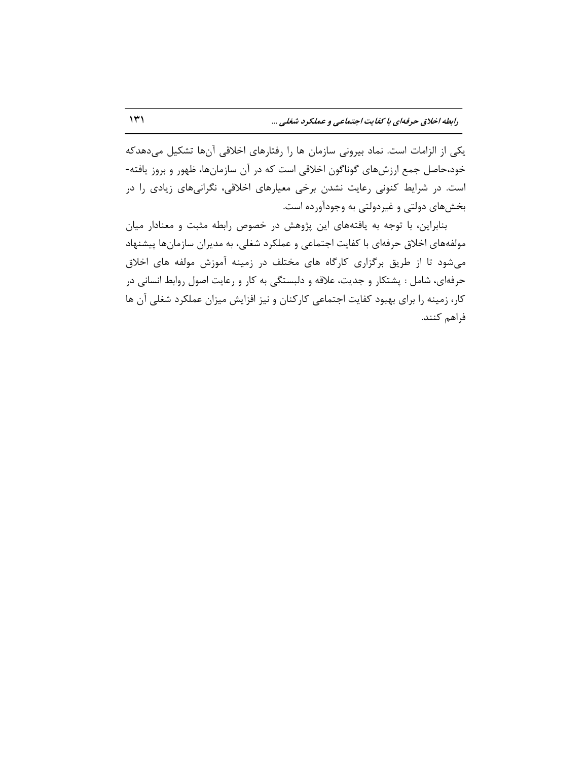یکی از الزامات است. نماد بیرونی سازمان ها را رفتارهای اخلاقی آن‌ها تشکیل می‌دهدکه خود،حاصل جمع ارزش‌های گوناگون اخلاقی است که در آن سازمان‌ها، ظهور و بروز یافته-است. در شرایط کنونی رعایت نشدن برخی معیارهای اخلاقی، نگرانی‌های زیادی را در بخش‌های دولتی و غیردولتی به وجودآورده است.

بنابراین، با توجه به یافته‌های این پژوهش در خصوص رابطه مثبت و معنادار میان مولفه‌های اخلاق حرفه‌ای با کفایت اجتماعی و عملکرد شغلی، به مدیران سازمان‌ها پیشنهاد می‌شود تا از طریق برگزاری کارگاه های مختلف در زمینه آموزش مولفه های اخلاق حرفه‌ای، شامل : پشتکار و جدیت، علاقه و دلبستگی به کار و رعایت اصول روابط انسانی در کار، زمینه را برای بهبود کفایت اجتماعی کارکنان و نیز افزایش میزان عملکرد شغلی آن ها فراهم کنند.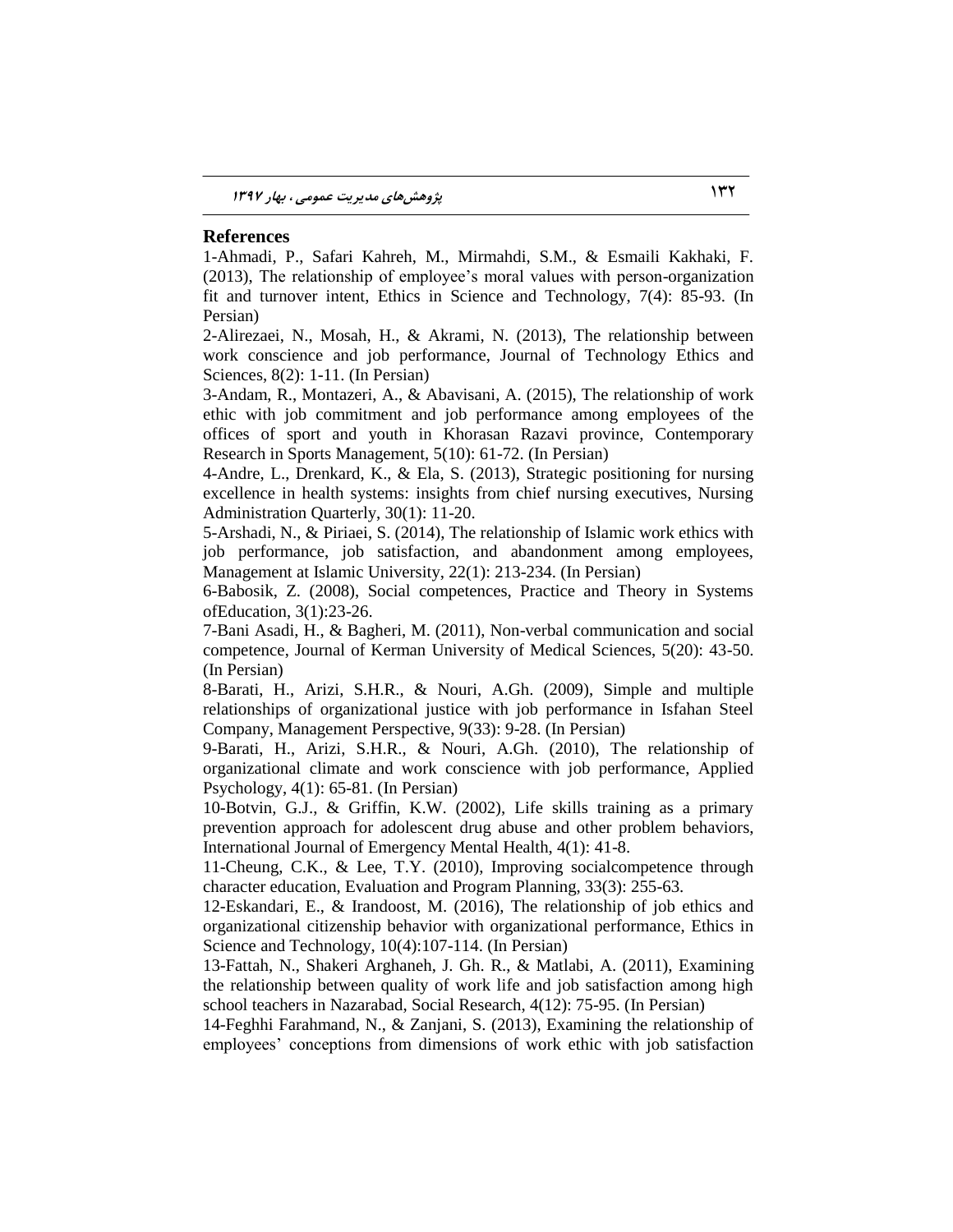## References

1-Ahmadi, P., Safari Kahreh, M., Mirmahdi, S.M., & Esmaili Kakhaki, F. (2013), The relationship of employee's moral values with person-organization fit and turnover intent, Ethics in Science and Technology, 7(4): 85-93. (In Persian)

2-Alirezaei, N., Mosah, H., & Akrami, N. (2013), The relationship between work conscience and job performance, Journal of Technology Ethics and Sciences, 8(2): 1-11. (In Persian)

3-Andam, R., Montazeri, A., & Abavisani, A. (2015), The relationship of work ethic with job commitment and job performance among employees of the offices of sport and youth in Khorasan Razavi province, Contemporary Research in Sports Management, 5(10): 61-72. (In Persian)

4-Andre, L., Drenkard, K., & Ela, S. (2013), Strategic positioning for nursing excellence in health systems: insights from chief nursing executives, Nursing Administration Quarterly, 30(1): 11-20.

5-Arshadi, N., & Piriaei, S. (2014), The relationship of Islamic work ethics with job performance, job satisfaction, and abandonment among employees, Management at Islamic University, 22(1): 213-234. (In Persian)

6-Babosik, Z. (2008), Social competences, Practice and Theory in Systems ofEducation, 3(1):23-26.

7-Bani Asadi, H., & Bagheri, M. (2011), Non-verbal communication and social competence, Journal of Kerman University of Medical Sciences, 5(20): 43-50. (In Persian)

8-Barati, H., Arizi, S.H.R., & Nouri, A.Gh. (2009), Simple and multiple relationships of organizational justice with job performance in Isfahan Steel Company, Management Perspective, 9(33): 9-28. (In Persian)

9-Barati, H., Arizi, S.H.R., & Nouri, A.Gh. (2010), The relationship of organizational climate and work conscience with job performance, Applied Psychology, 4(1): 65-81. (In Persian)

10-Botvin, G.J., & Griffin, K.W. (2002), Life skills training as a primary prevention approach for adolescent drug abuse and other problem behaviors, International Journal of Emergency Mental Health, 4(1): 41-8.

11-Cheung, C.K., & Lee, T.Y. (2010), Improving socialcompetence through character education, Evaluation and Program Planning, 33(3): 255-63.

12-Eskandari, E., & Irandoost, M. (2016), The relationship of job ethics and organizational citizenship behavior with organizational performance, Ethics in Science and Technology, 10(4):107-114. (In Persian)

13-Fattah, N., Shakeri Arghaneh, J. Gh. R., & Matlabi, A. (2011), Examining the relationship between quality of work life and job satisfaction among high school teachers in Nazarabad, Social Research, 4(12): 75-95. (In Persian)

14-Feghhi Farahmand, N., & Zanjani, S. (2013), Examining the relationship of employees' conceptions from dimensions of work ethic with job satisfaction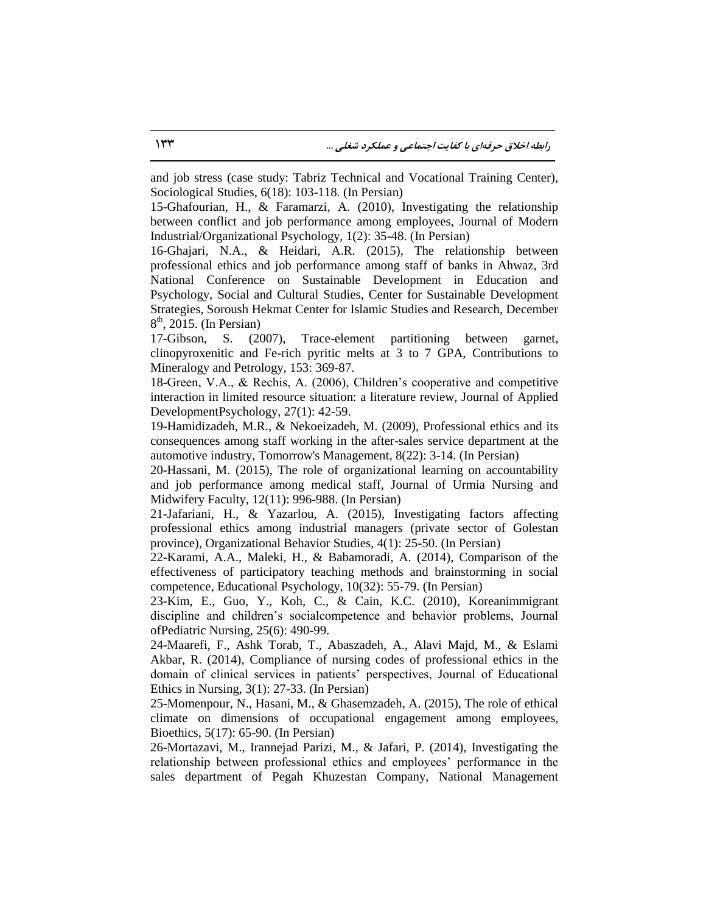and job stress (case study: Tabriz Technical and Vocational Training Center), Sociological Studies, 6(18): 103-118. (In Persian)

15-Ghafourian, H., & Faramarzi, A. (2010), Investigating the relationship between conflict and job performance among employees, Journal of Modern Industrial/Organizational Psychology, 1(2): 35-48. (In Persian)

16-Ghajari, N.A., & Heidari, A.R. (2015), The relationship between professional ethics and job performance among staff of banks in Ahwaz, 3rd National Conference on Sustainable Development in Education and Psychology, Social and Cultural Studies, Center for Sustainable Development Strategies, Soroush Hekmat Center for Islamic Studies and Research, December 8th, 2015. (In Persian)

17-Gibson, S. (2007), Trace-element partitioning between garnet, clinopyroxenitic and Fe-rich pyritic melts at 3 to 7 GPA, Contributions to Mineralogy and Petrology, 153: 369-87.

18-Green, V.A., & Rechis, A. (2006), Children's cooperative and competitive interaction in limited resource situation: a literature review, Journal of Applied DevelopmentPsychology, 27(1): 42-59.

19-Hamidizadeh, M.R., & Nekoeizadeh, M. (2009), Professional ethics and its consequences among staff working in the after-sales service department at the automotive industry, Tomorrow's Management, 8(22): 3-14. (In Persian)

20-Hassani, M. (2015), The role of organizational learning on accountability and job performance among medical staff, Journal of Urmia Nursing and Midwifery Faculty, 12(11): 996-988. (In Persian)

21-Jafariani, H., & Yazarlou, A. (2015), Investigating factors affecting professional ethics among industrial managers (private sector of Golestan province), Organizational Behavior Studies, 4(1): 25-50. (In Persian)

22-Karami, A.A., Maleki, H., & Babamoradi, A. (2014), Comparison of the effectiveness of participatory teaching methods and brainstorming in social competence, Educational Psychology, 10(32): 55-79. (In Persian)

23-Kim, E., Guo, Y., Koh, C., & Cain, K.C. (2010), Koreanimmigrant discipline and children's socialcompetence and behavior problems, Journal ofPediatric Nursing, 25(6): 490-99.

24-Maarefi, F., Ashk Torab, T., Abaszadeh, A., Alavi Majd, M., & Eslami Akbar, R. (2014), Compliance of nursing codes of professional ethics in the domain of clinical services in patients' perspectives, Journal of Educational Ethics in Nursing, 3(1): 27-33. (In Persian)

25-Momenpour, N., Hasani, M., & Ghasemzadeh, A. (2015), The role of ethical climate on dimensions of occupational engagement among employees, Bioethics, 5(17): 65-90. (In Persian)

26-Mortazavi, M., Irannejad Parizi, M., & Jafari, P. (2014), Investigating the relationship between professional ethics and employees' performance in the sales department of Pegah Khuzestan Company, National Management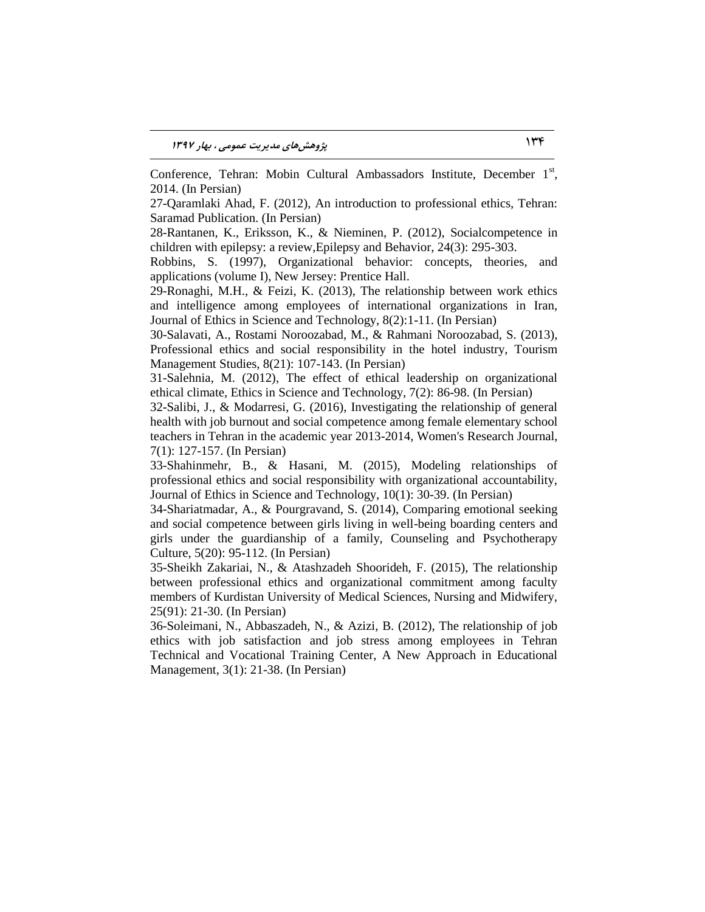Conference, Tehran: Mobin Cultural Ambassadors Institute, December 1st, 2014. (In Persian)

27-Qaramlaki Ahad, F. (2012), An introduction to professional ethics, Tehran: Saramad Publication. (In Persian)

28-Rantanen, K., Eriksson, K., & Nieminen, P. (2012), Socialcompetence in children with epilepsy: a review,Epilepsy and Behavior, 24(3): 295-303.

Robbins, S. (1997), Organizational behavior: concepts, theories, and applications (volume I), New Jersey: Prentice Hall.

29-Ronaghi, M.H., & Feizi, K. (2013), The relationship between work ethics and intelligence among employees of international organizations in Iran, Journal of Ethics in Science and Technology, 8(2):1-11. (In Persian)

30-Salavati, A., Rostami Noroozabad, M., & Rahmani Noroozabad, S. (2013), Professional ethics and social responsibility in the hotel industry, Tourism Management Studies, 8(21): 107-143. (In Persian)

31-Salehnia, M. (2012), The effect of ethical leadership on organizational ethical climate, Ethics in Science and Technology, 7(2): 86-98. (In Persian)

32-Salibi, J., & Modarresi, G. (2016), Investigating the relationship of general health with job burnout and social competence among female elementary school teachers in Tehran in the academic year 2013-2014, Women's Research Journal, 7(1): 127-157. (In Persian)

33-Shahinmehr, B., & Hasani, M. (2015), Modeling relationships of professional ethics and social responsibility with organizational accountability, Journal of Ethics in Science and Technology, 10(1): 30-39. (In Persian)

34-Shariatmadar, A., & Pourgravand, S. (2014), Comparing emotional seeking and social competence between girls living in well-being boarding centers and girls under the guardianship of a family, Counseling and Psychotherapy Culture, 5(20): 95-112. (In Persian)

35-Sheikh Zakariai, N., & Atashzadeh Shoorideh, F. (2015), The relationship between professional ethics and organizational commitment among faculty members of Kurdistan University of Medical Sciences, Nursing and Midwifery, 25(91): 21-30. (In Persian)

36-Soleimani, N., Abbaszadeh, N., & Azizi, B. (2012), The relationship of job ethics with job satisfaction and job stress among employees in Tehran Technical and Vocational Training Center, A New Approach in Educational Management, 3(1): 21-38. (In Persian)